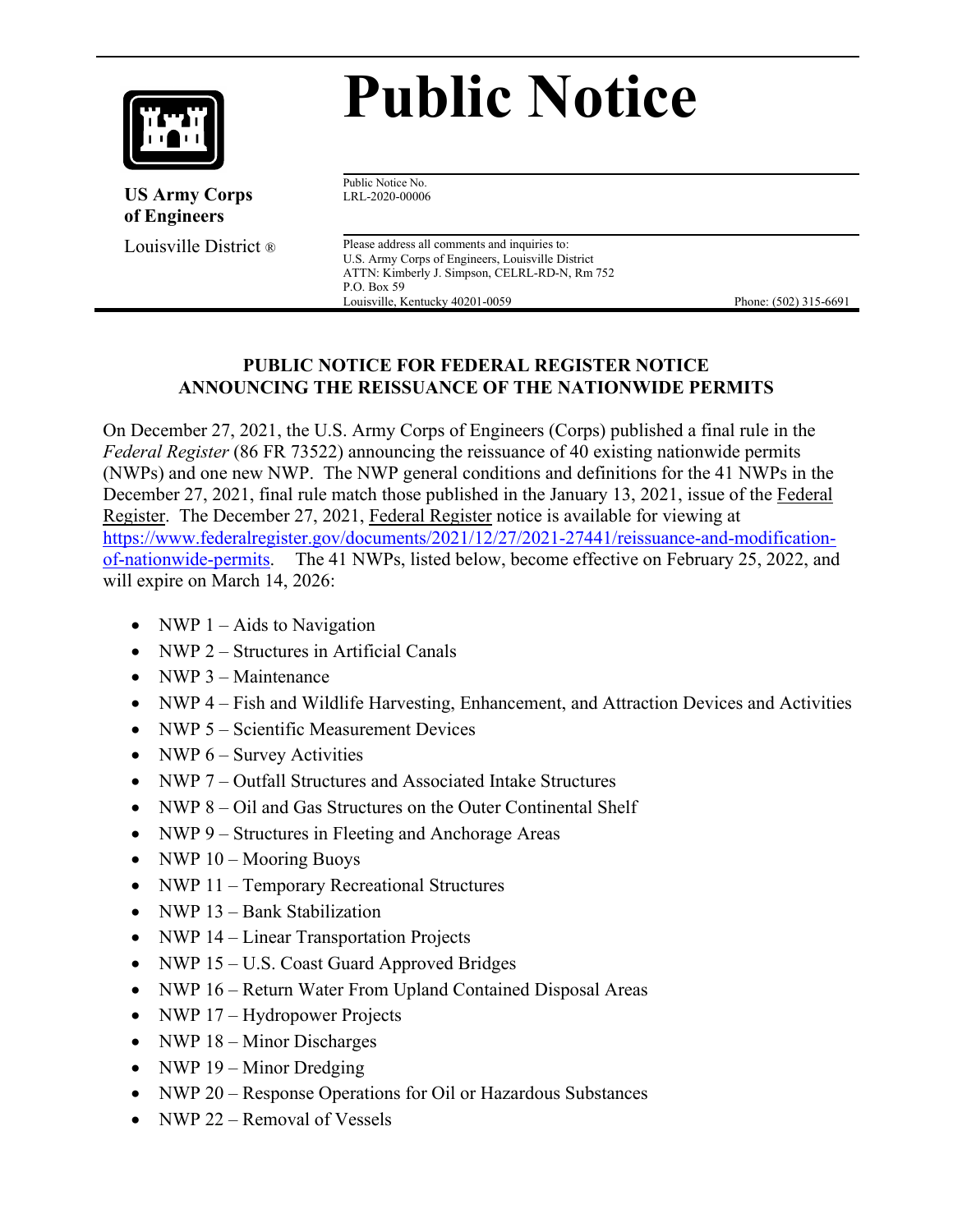# Public Notice

**US Army Corps of Engineers**
Louisville District ®

Public Notice No.
LRL-2020-00006

Please address all comments and inquiries to:
U.S. Army Corps of Engineers, Louisville District
ATTN: Kimberly J. Simpson, CELRL-RD-N, Rm 752
P.O. Box 59
Louisville, Kentucky 40201-0059
Phone: (502) 315-6691

**PUBLIC NOTICE FOR FEDERAL REGISTER NOTICE ANNOUNCING THE REISSUANCE OF THE NATIONWIDE PERMITS**

On December 27, 2021, the U.S. Army Corps of Engineers (Corps) published a final rule in the *Federal Register* (86 FR 73522) announcing the reissuance of 40 existing nationwide permits (NWPs) and one new NWP. The NWP general conditions and definitions for the 41 NWPs in the December 27, 2021, final rule match those published in the January 13, 2021, issue of the Federal Register. The December 27, 2021, Federal Register notice is available for viewing at https://www.federalregister.gov/documents/2021/12/27/2021-27441/reissuance-and-modification-of-nationwide-permits. The 41 NWPs, listed below, become effective on February 25, 2022, and will expire on March 14, 2026:

- NWP 1 – Aids to Navigation
- NWP 2 – Structures in Artificial Canals
- NWP 3 – Maintenance
- NWP 4 – Fish and Wildlife Harvesting, Enhancement, and Attraction Devices and Activities
- NWP 5 – Scientific Measurement Devices
- NWP 6 – Survey Activities
- NWP 7 – Outfall Structures and Associated Intake Structures
- NWP 8 – Oil and Gas Structures on the Outer Continental Shelf
- NWP 9 – Structures in Fleeting and Anchorage Areas
- NWP 10 – Mooring Buoys
- NWP 11 – Temporary Recreational Structures
- NWP 13 – Bank Stabilization
- NWP 14 – Linear Transportation Projects
- NWP 15 – U.S. Coast Guard Approved Bridges
- NWP 16 – Return Water From Upland Contained Disposal Areas
- NWP 17 – Hydropower Projects
- NWP 18 – Minor Discharges
- NWP 19 – Minor Dredging
- NWP 20 – Response Operations for Oil or Hazardous Substances
- NWP 22 – Removal of Vessels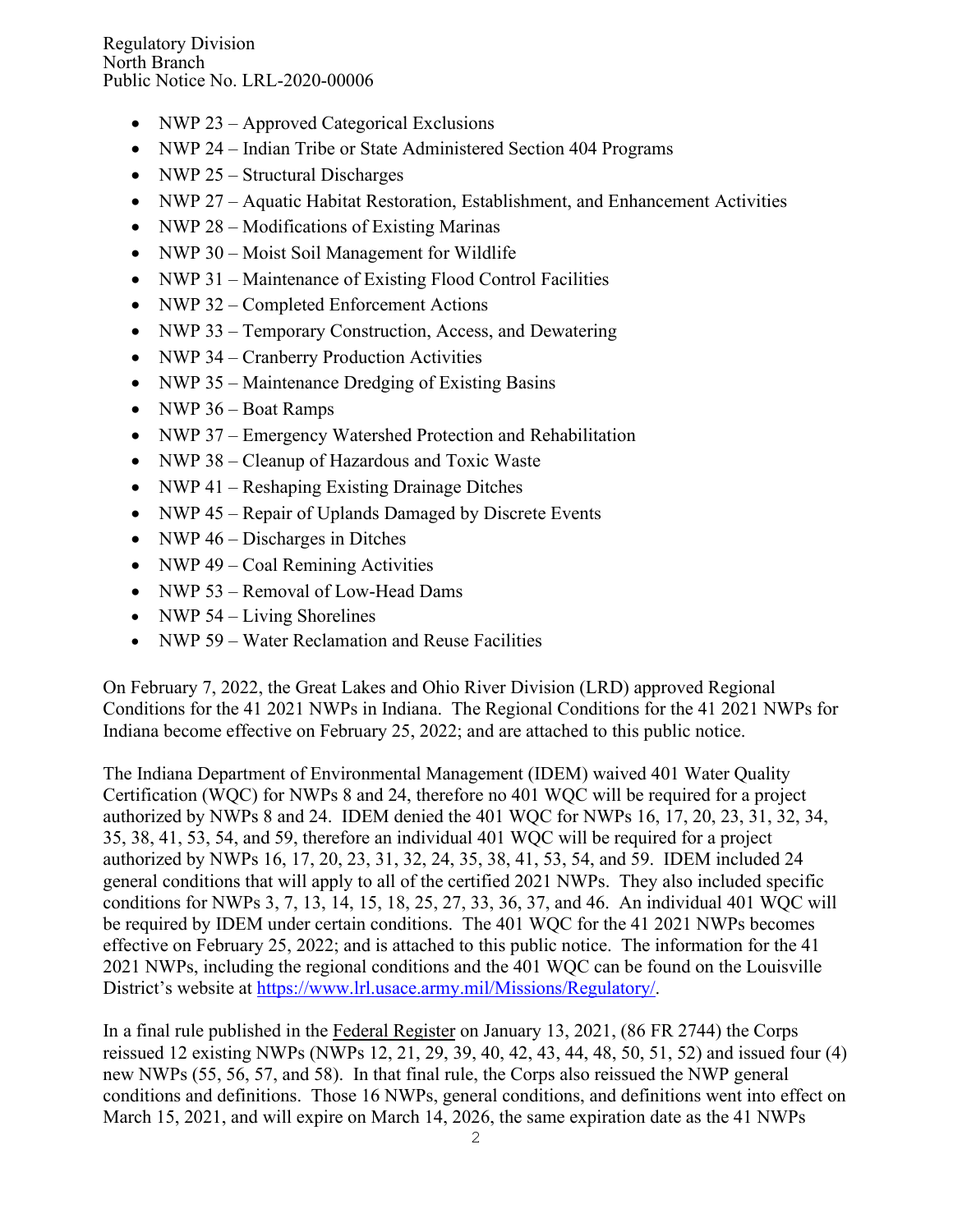- NWP 23 – Approved Categorical Exclusions
- NWP 24 – Indian Tribe or State Administered Section 404 Programs
- NWP 25 – Structural Discharges
- NWP 27 – Aquatic Habitat Restoration, Establishment, and Enhancement Activities
- NWP 28 – Modifications of Existing Marinas
- NWP 30 – Moist Soil Management for Wildlife
- NWP 31 – Maintenance of Existing Flood Control Facilities
- NWP 32 – Completed Enforcement Actions
- NWP 33 – Temporary Construction, Access, and Dewatering
- NWP 34 – Cranberry Production Activities
- NWP 35 – Maintenance Dredging of Existing Basins
- NWP 36 – Boat Ramps
- NWP 37 – Emergency Watershed Protection and Rehabilitation
- NWP 38 – Cleanup of Hazardous and Toxic Waste
- NWP 41 – Reshaping Existing Drainage Ditches
- NWP 45 – Repair of Uplands Damaged by Discrete Events
- NWP 46 – Discharges in Ditches
- NWP 49 – Coal Remining Activities
- NWP 53 – Removal of Low-Head Dams
- NWP 54 – Living Shorelines
- NWP 59 – Water Reclamation and Reuse Facilities

On February 7, 2022, the Great Lakes and Ohio River Division (LRD) approved Regional Conditions for the 41 2021 NWPs in Indiana. The Regional Conditions for the 41 2021 NWPs for Indiana become effective on February 25, 2022; and are attached to this public notice.

The Indiana Department of Environmental Management (IDEM) waived 401 Water Quality Certification (WQC) for NWPs 8 and 24, therefore no 401 WQC will be required for a project authorized by NWPs 8 and 24. IDEM denied the 401 WQC for NWPs 16, 17, 20, 23, 31, 32, 34, 35, 38, 41, 53, 54, and 59, therefore an individual 401 WQC will be required for a project authorized by NWPs 16, 17, 20, 23, 31, 32, 24, 35, 38, 41, 53, 54, and 59. IDEM included 24 general conditions that will apply to all of the certified 2021 NWPs. They also included specific conditions for NWPs 3, 7, 13, 14, 15, 18, 25, 27, 33, 36, 37, and 46. An individual 401 WQC will be required by IDEM under certain conditions. The 401 WQC for the 41 2021 NWPs becomes effective on February 25, 2022; and is attached to this public notice. The information for the 41 2021 NWPs, including the regional conditions and the 401 WQC can be found on the Louisville District's website at https://www.lrl.usace.army.mil/Missions/Regulatory/.

In a final rule published in the Federal Register on January 13, 2021, (86 FR 2744) the Corps reissued 12 existing NWPs (NWPs 12, 21, 29, 39, 40, 42, 43, 44, 48, 50, 51, 52) and issued four (4) new NWPs (55, 56, 57, and 58). In that final rule, the Corps also reissued the NWP general conditions and definitions. Those 16 NWPs, general conditions, and definitions went into effect on March 15, 2021, and will expire on March 14, 2026, the same expiration date as the 41 NWPs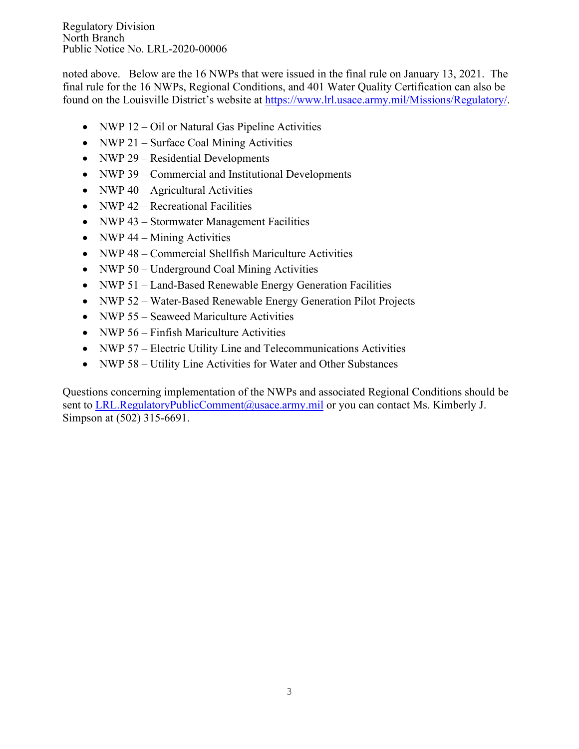noted above. Below are the 16 NWPs that were issued in the final rule on January 13, 2021. The final rule for the 16 NWPs, Regional Conditions, and 401 Water Quality Certification can also be found on the Louisville District's website at https://www.lrl.usace.army.mil/Missions/Regulatory/.

- NWP 12 – Oil or Natural Gas Pipeline Activities
- NWP 21 – Surface Coal Mining Activities
- NWP 29 – Residential Developments
- NWP 39 – Commercial and Institutional Developments
- NWP 40 – Agricultural Activities
- NWP 42 – Recreational Facilities
- NWP 43 – Stormwater Management Facilities
- NWP 44 – Mining Activities
- NWP 48 – Commercial Shellfish Mariculture Activities
- NWP 50 – Underground Coal Mining Activities
- NWP 51 – Land-Based Renewable Energy Generation Facilities
- NWP 52 – Water-Based Renewable Energy Generation Pilot Projects
- NWP 55 – Seaweed Mariculture Activities
- NWP 56 – Finfish Mariculture Activities
- NWP 57 – Electric Utility Line and Telecommunications Activities
- NWP 58 – Utility Line Activities for Water and Other Substances

Questions concerning implementation of the NWPs and associated Regional Conditions should be sent to LRL.RegulatoryPublicComment@usace.army.mil or you can contact Ms. Kimberly J. Simpson at (502) 315-6691.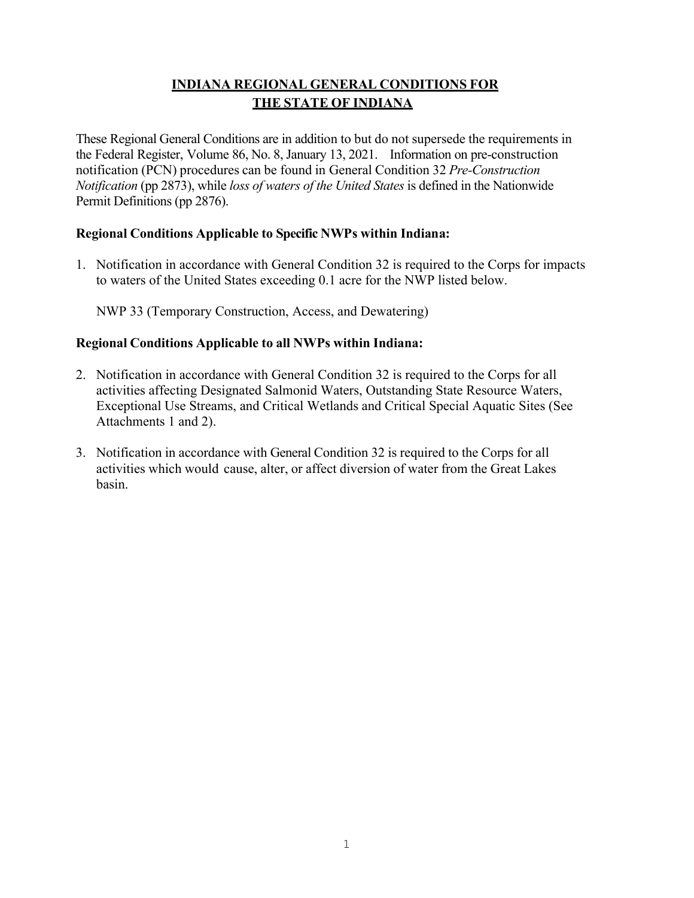# INDIANA REGIONAL GENERAL CONDITIONS FOR THE STATE OF INDIANA

These Regional General Conditions are in addition to but do not supersede the requirements in the Federal Register, Volume 86, No. 8, January 13, 2021. Information on pre-construction notification (PCN) procedures can be found in General Condition 32 *Pre-Construction Notification* (pp 2873), while *loss of waters of the United States* is defined in the Nationwide Permit Definitions (pp 2876).

**Regional Conditions Applicable to Specific NWPs within Indiana:**

1. Notification in accordance with General Condition 32 is required to the Corps for impacts to waters of the United States exceeding 0.1 acre for the NWP listed below.

   NWP 33 (Temporary Construction, Access, and Dewatering)

**Regional Conditions Applicable to all NWPs within Indiana:**

2. Notification in accordance with General Condition 32 is required to the Corps for all activities affecting Designated Salmonid Waters, Outstanding State Resource Waters, Exceptional Use Streams, and Critical Wetlands and Critical Special Aquatic Sites (See Attachments 1 and 2).

3. Notification in accordance with General Condition 32 is required to the Corps for all activities which would cause, alter, or affect diversion of water from the Great Lakes basin.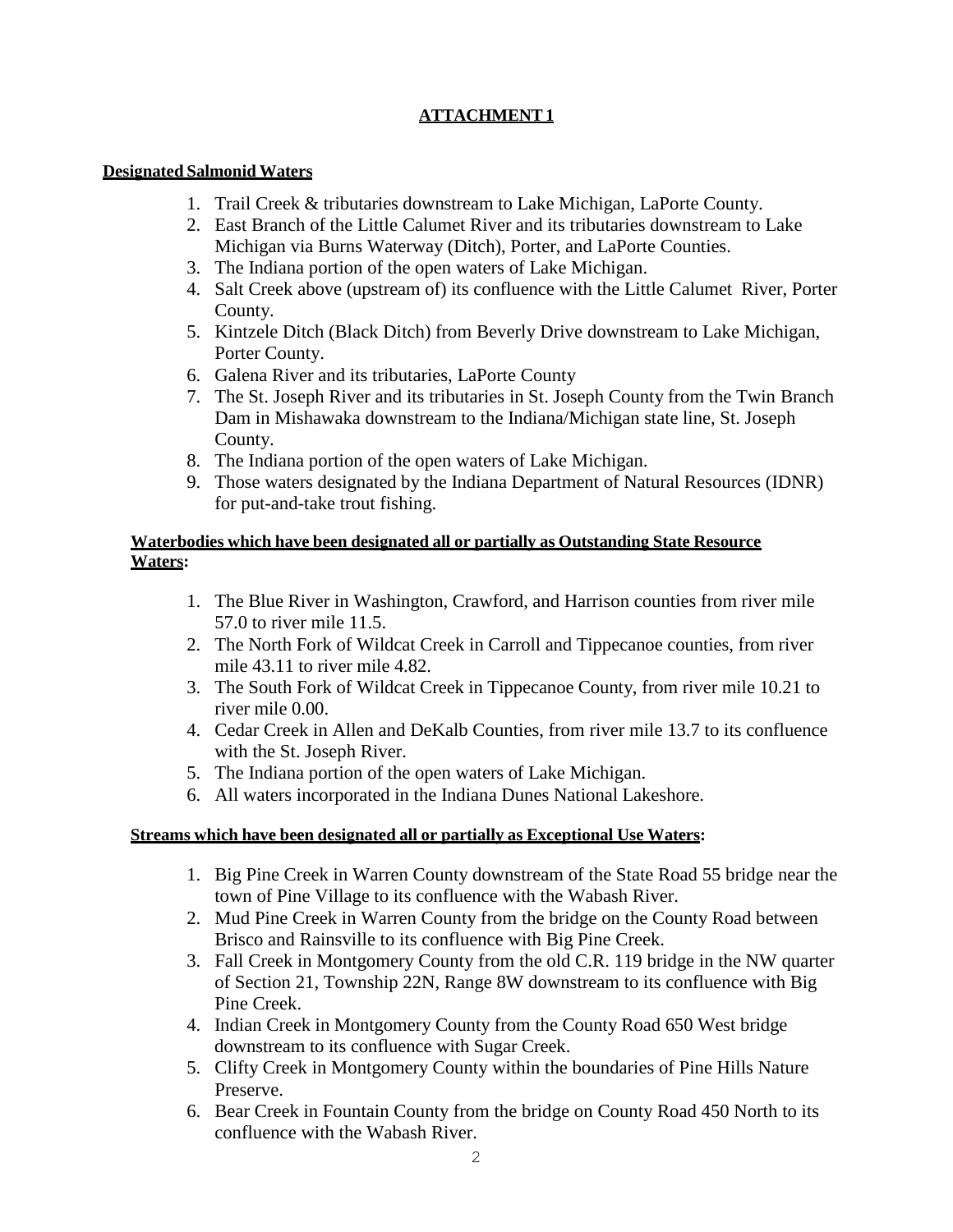**ATTACHMENT 1**

**Designated Salmonid Waters**

1. Trail Creek & tributaries downstream to Lake Michigan, LaPorte County.
2. East Branch of the Little Calumet River and its tributaries downstream to Lake Michigan via Burns Waterway (Ditch), Porter, and LaPorte Counties.
3. The Indiana portion of the open waters of Lake Michigan.
4. Salt Creek above (upstream of) its confluence with the Little Calumet River, Porter County.
5. Kintzele Ditch (Black Ditch) from Beverly Drive downstream to Lake Michigan, Porter County.
6. Galena River and its tributaries, LaPorte County
7. The St. Joseph River and its tributaries in St. Joseph County from the Twin Branch Dam in Mishawaka downstream to the Indiana/Michigan state line, St. Joseph County.
8. The Indiana portion of the open waters of Lake Michigan.
9. Those waters designated by the Indiana Department of Natural Resources (IDNR) for put-and-take trout fishing.

**Waterbodies which have been designated all or partially as Outstanding State Resource Waters:**

1. The Blue River in Washington, Crawford, and Harrison counties from river mile 57.0 to river mile 11.5.
2. The North Fork of Wildcat Creek in Carroll and Tippecanoe counties, from river mile 43.11 to river mile 4.82.
3. The South Fork of Wildcat Creek in Tippecanoe County, from river mile 10.21 to river mile 0.00.
4. Cedar Creek in Allen and DeKalb Counties, from river mile 13.7 to its confluence with the St. Joseph River.
5. The Indiana portion of the open waters of Lake Michigan.
6. All waters incorporated in the Indiana Dunes National Lakeshore.

**Streams which have been designated all or partially as Exceptional Use Waters:**

1. Big Pine Creek in Warren County downstream of the State Road 55 bridge near the town of Pine Village to its confluence with the Wabash River.
2. Mud Pine Creek in Warren County from the bridge on the County Road between Brisco and Rainsville to its confluence with Big Pine Creek.
3. Fall Creek in Montgomery County from the old C.R. 119 bridge in the NW quarter of Section 21, Township 22N, Range 8W downstream to its confluence with Big Pine Creek.
4. Indian Creek in Montgomery County from the County Road 650 West bridge downstream to its confluence with Sugar Creek.
5. Clifty Creek in Montgomery County within the boundaries of Pine Hills Nature Preserve.
6. Bear Creek in Fountain County from the bridge on County Road 450 North to its confluence with the Wabash River.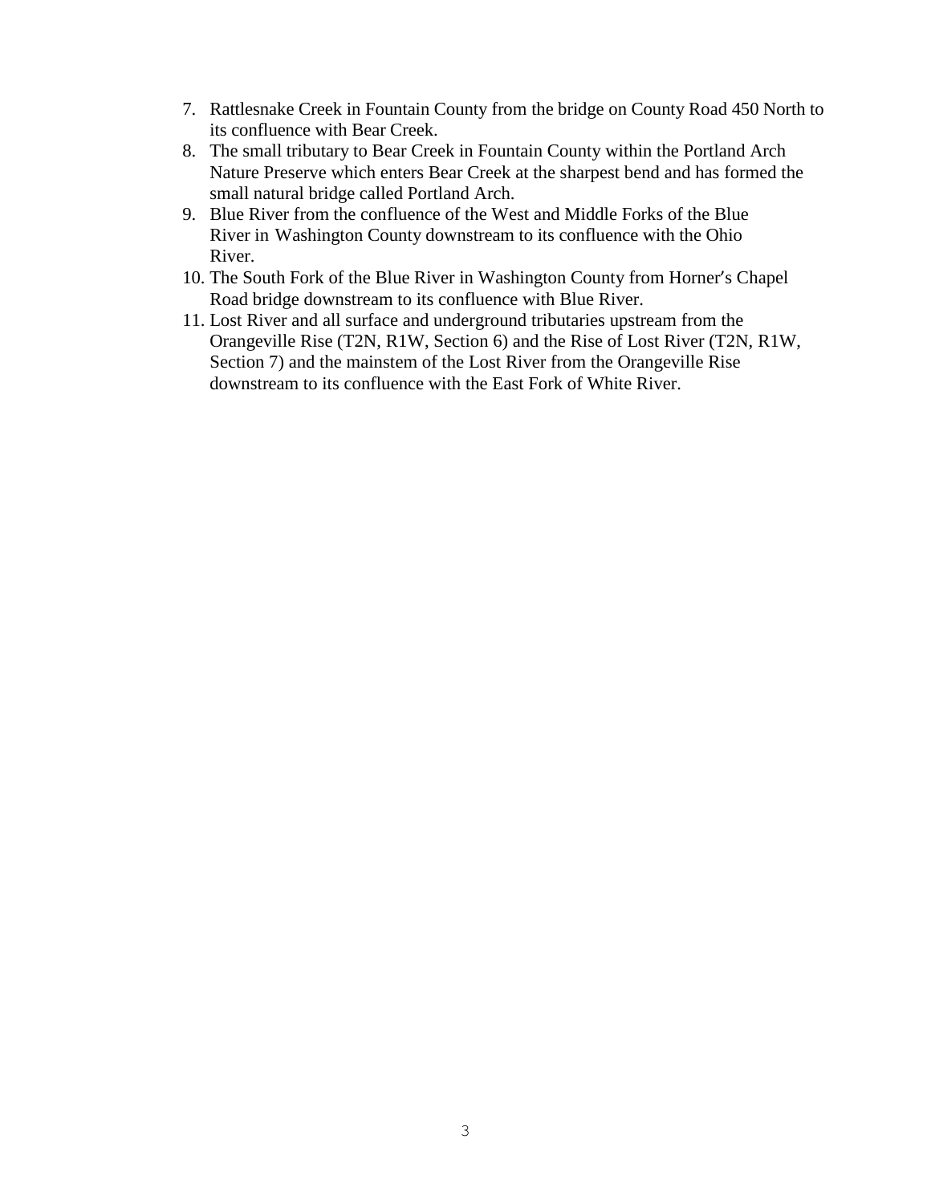7. Rattlesnake Creek in Fountain County from the bridge on County Road 450 North to its confluence with Bear Creek.
8. The small tributary to Bear Creek in Fountain County within the Portland Arch Nature Preserve which enters Bear Creek at the sharpest bend and has formed the small natural bridge called Portland Arch.
9. Blue River from the confluence of the West and Middle Forks of the Blue River in Washington County downstream to its confluence with the Ohio River.
10. The South Fork of the Blue River in Washington County from Horner's Chapel Road bridge downstream to its confluence with Blue River.
11. Lost River and all surface and underground tributaries upstream from the Orangeville Rise (T2N, R1W, Section 6) and the Rise of Lost River (T2N, R1W, Section 7) and the mainstem of the Lost River from the Orangeville Rise downstream to its confluence with the East Fork of White River.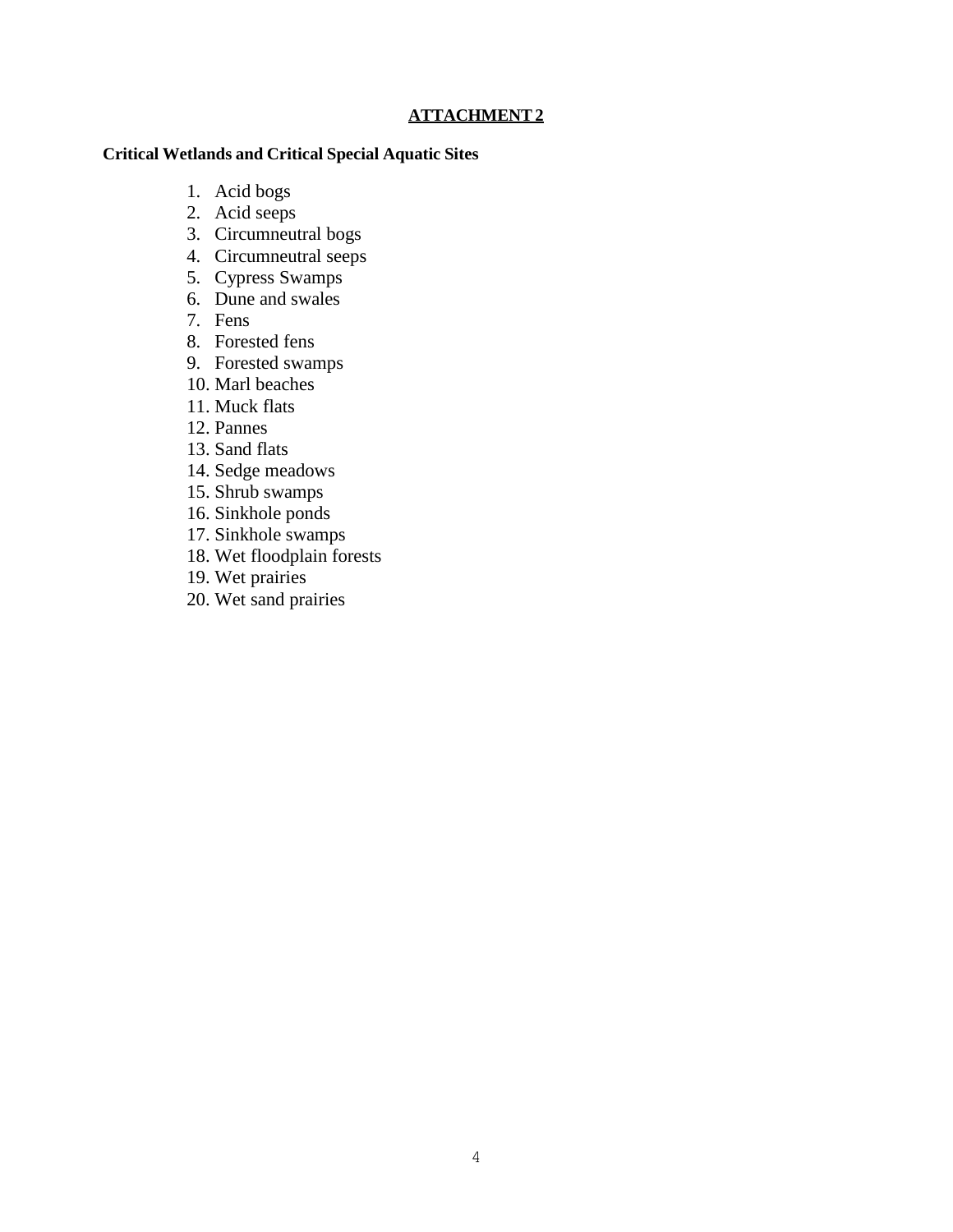**ATTACHMENT 2**

**Critical Wetlands and Critical Special Aquatic Sites**

1. Acid bogs
2. Acid seeps
3. Circumneutral bogs
4. Circumneutral seeps
5. Cypress Swamps
6. Dune and swales
7. Fens
8. Forested fens
9. Forested swamps
10. Marl beaches
11. Muck flats
12. Pannes
13. Sand flats
14. Sedge meadows
15. Shrub swamps
16. Sinkhole ponds
17. Sinkhole swamps
18. Wet floodplain forests
19. Wet prairies
20. Wet sand prairies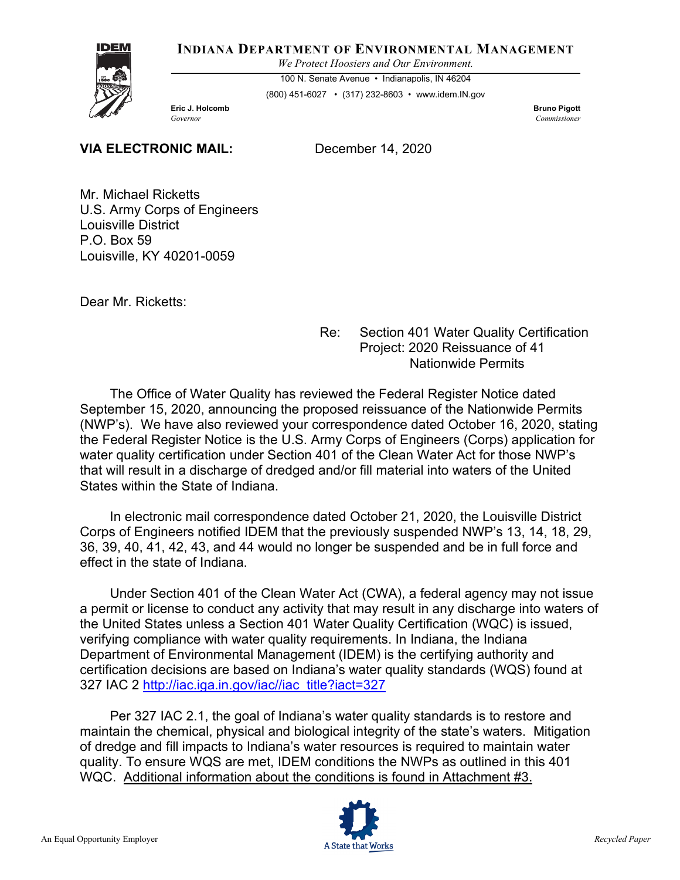**INDIANA DEPARTMENT OF ENVIRONMENTAL MANAGEMENT**

*We Protect Hoosiers and Our Environment.*

100 N. Senate Avenue • Indianapolis, IN 46204

(800) 451-6027 • (317) 232-8603 • www.idem.IN.gov

**Eric J. Holcomb**
*Governor*

**Bruno Pigott**
*Commissioner*

**VIA ELECTRONIC MAIL:** December 14, 2020

Mr. Michael Ricketts
U.S. Army Corps of Engineers
Louisville District
P.O. Box 59
Louisville, KY 40201-0059

Dear Mr. Ricketts:

Re: Section 401 Water Quality Certification
Project: 2020 Reissuance of 41 Nationwide Permits

The Office of Water Quality has reviewed the Federal Register Notice dated September 15, 2020, announcing the proposed reissuance of the Nationwide Permits (NWP's). We have also reviewed your correspondence dated October 16, 2020, stating the Federal Register Notice is the U.S. Army Corps of Engineers (Corps) application for water quality certification under Section 401 of the Clean Water Act for those NWP's that will result in a discharge of dredged and/or fill material into waters of the United States within the State of Indiana.

In electronic mail correspondence dated October 21, 2020, the Louisville District Corps of Engineers notified IDEM that the previously suspended NWP's 13, 14, 18, 29, 36, 39, 40, 41, 42, 43, and 44 would no longer be suspended and be in full force and effect in the state of Indiana.

Under Section 401 of the Clean Water Act (CWA), a federal agency may not issue a permit or license to conduct any activity that may result in any discharge into waters of the United States unless a Section 401 Water Quality Certification (WQC) is issued, verifying compliance with water quality requirements. In Indiana, the Indiana Department of Environmental Management (IDEM) is the certifying authority and certification decisions are based on Indiana's water quality standards (WQS) found at 327 IAC 2 http://iac.iga.in.gov/iac//iac_title?iact=327

Per 327 IAC 2.1, the goal of Indiana's water quality standards is to restore and maintain the chemical, physical and biological integrity of the state's waters. Mitigation of dredge and fill impacts to Indiana's water resources is required to maintain water quality. To ensure WQS are met, IDEM conditions the NWPs as outlined in this 401 WQC. Additional information about the conditions is found in Attachment #3.

An Equal Opportunity Employer — A State that Works — Recycled Paper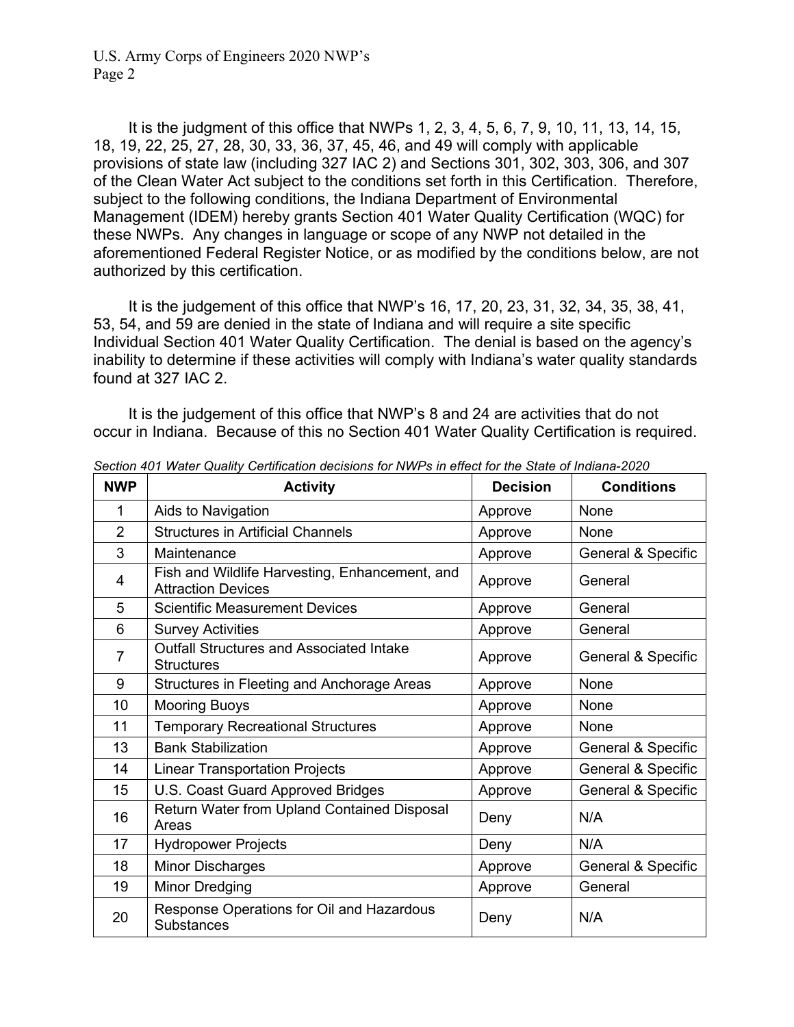It is the judgment of this office that NWPs 1, 2, 3, 4, 5, 6, 7, 9, 10, 11, 13, 14, 15, 18, 19, 22, 25, 27, 28, 30, 33, 36, 37, 45, 46, and 49 will comply with applicable provisions of state law (including 327 IAC 2) and Sections 301, 302, 303, 306, and 307 of the Clean Water Act subject to the conditions set forth in this Certification. Therefore, subject to the following conditions, the Indiana Department of Environmental Management (IDEM) hereby grants Section 401 Water Quality Certification (WQC) for these NWPs. Any changes in language or scope of any NWP not detailed in the aforementioned Federal Register Notice, or as modified by the conditions below, are not authorized by this certification.

It is the judgement of this office that NWP's 16, 17, 20, 23, 31, 32, 34, 35, 38, 41, 53, 54, and 59 are denied in the state of Indiana and will require a site specific Individual Section 401 Water Quality Certification. The denial is based on the agency's inability to determine if these activities will comply with Indiana's water quality standards found at 327 IAC 2.

It is the judgement of this office that NWP's 8 and 24 are activities that do not occur in Indiana. Because of this no Section 401 Water Quality Certification is required.

*Section 401 Water Quality Certification decisions for NWPs in effect for the State of Indiana-2020*

| NWP | Activity | Decision | Conditions |
|---|---|---|---|
| 1 | Aids to Navigation | Approve | None |
| 2 | Structures in Artificial Channels | Approve | None |
| 3 | Maintenance | Approve | General & Specific |
| 4 | Fish and Wildlife Harvesting, Enhancement, and Attraction Devices | Approve | General |
| 5 | Scientific Measurement Devices | Approve | General |
| 6 | Survey Activities | Approve | General |
| 7 | Outfall Structures and Associated Intake Structures | Approve | General & Specific |
| 9 | Structures in Fleeting and Anchorage Areas | Approve | None |
| 10 | Mooring Buoys | Approve | None |
| 11 | Temporary Recreational Structures | Approve | None |
| 13 | Bank Stabilization | Approve | General & Specific |
| 14 | Linear Transportation Projects | Approve | General & Specific |
| 15 | U.S. Coast Guard Approved Bridges | Approve | General & Specific |
| 16 | Return Water from Upland Contained Disposal Areas | Deny | N/A |
| 17 | Hydropower Projects | Deny | N/A |
| 18 | Minor Discharges | Approve | General & Specific |
| 19 | Minor Dredging | Approve | General |
| 20 | Response Operations for Oil and Hazardous Substances | Deny | N/A |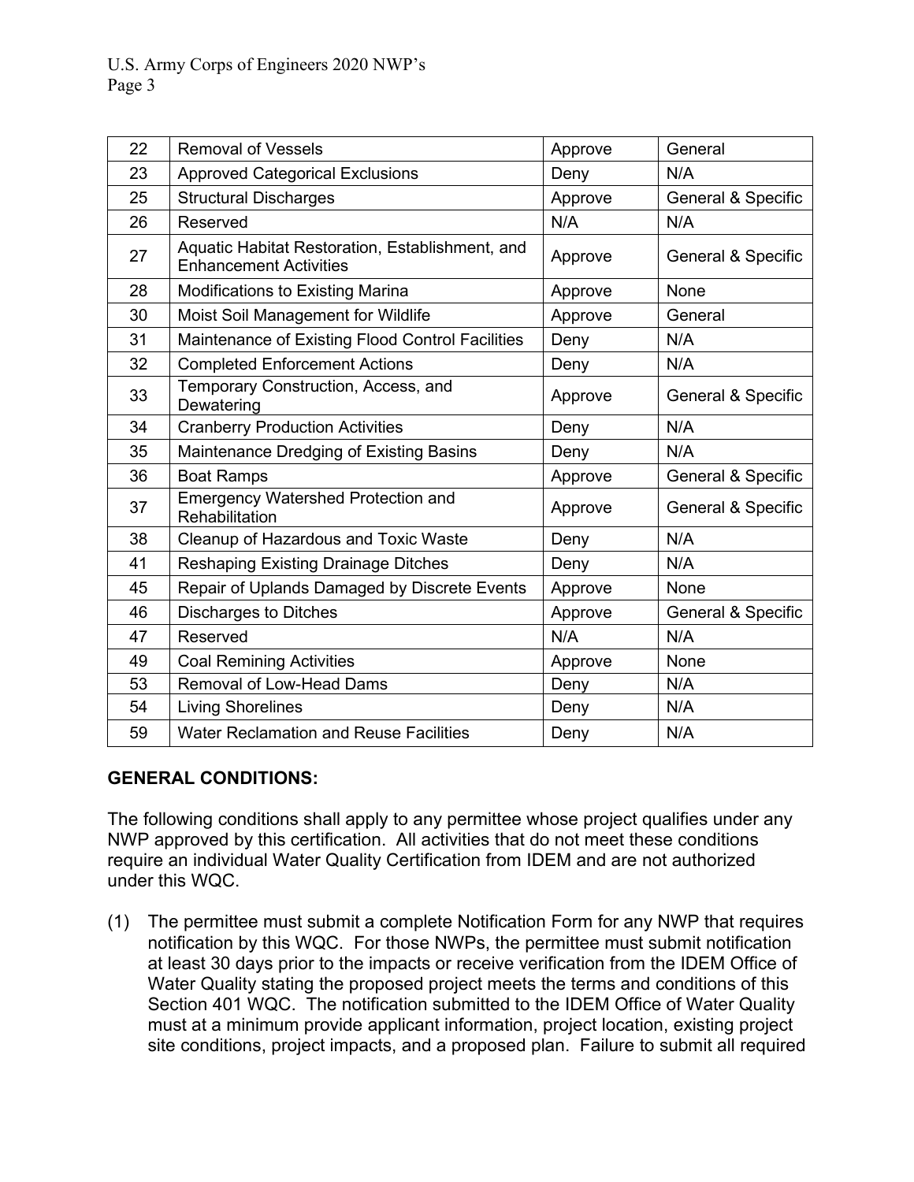| | | | |
|---|---|---|---|
| 22 | Removal of Vessels | Approve | General |
| 23 | Approved Categorical Exclusions | Deny | N/A |
| 25 | Structural Discharges | Approve | General & Specific |
| 26 | Reserved | N/A | N/A |
| 27 | Aquatic Habitat Restoration, Establishment, and Enhancement Activities | Approve | General & Specific |
| 28 | Modifications to Existing Marina | Approve | None |
| 30 | Moist Soil Management for Wildlife | Approve | General |
| 31 | Maintenance of Existing Flood Control Facilities | Deny | N/A |
| 32 | Completed Enforcement Actions | Deny | N/A |
| 33 | Temporary Construction, Access, and Dewatering | Approve | General & Specific |
| 34 | Cranberry Production Activities | Deny | N/A |
| 35 | Maintenance Dredging of Existing Basins | Deny | N/A |
| 36 | Boat Ramps | Approve | General & Specific |
| 37 | Emergency Watershed Protection and Rehabilitation | Approve | General & Specific |
| 38 | Cleanup of Hazardous and Toxic Waste | Deny | N/A |
| 41 | Reshaping Existing Drainage Ditches | Deny | N/A |
| 45 | Repair of Uplands Damaged by Discrete Events | Approve | None |
| 46 | Discharges to Ditches | Approve | General & Specific |
| 47 | Reserved | N/A | N/A |
| 49 | Coal Remining Activities | Approve | None |
| 53 | Removal of Low-Head Dams | Deny | N/A |
| 54 | Living Shorelines | Deny | N/A |
| 59 | Water Reclamation and Reuse Facilities | Deny | N/A |

**GENERAL CONDITIONS:**

The following conditions shall apply to any permittee whose project qualifies under any NWP approved by this certification. All activities that do not meet these conditions require an individual Water Quality Certification from IDEM and are not authorized under this WQC.

(1) The permittee must submit a complete Notification Form for any NWP that requires notification by this WQC. For those NWPs, the permittee must submit notification at least 30 days prior to the impacts or receive verification from the IDEM Office of Water Quality stating the proposed project meets the terms and conditions of this Section 401 WQC. The notification submitted to the IDEM Office of Water Quality must at a minimum provide applicant information, project location, existing project site conditions, project impacts, and a proposed plan. Failure to submit all required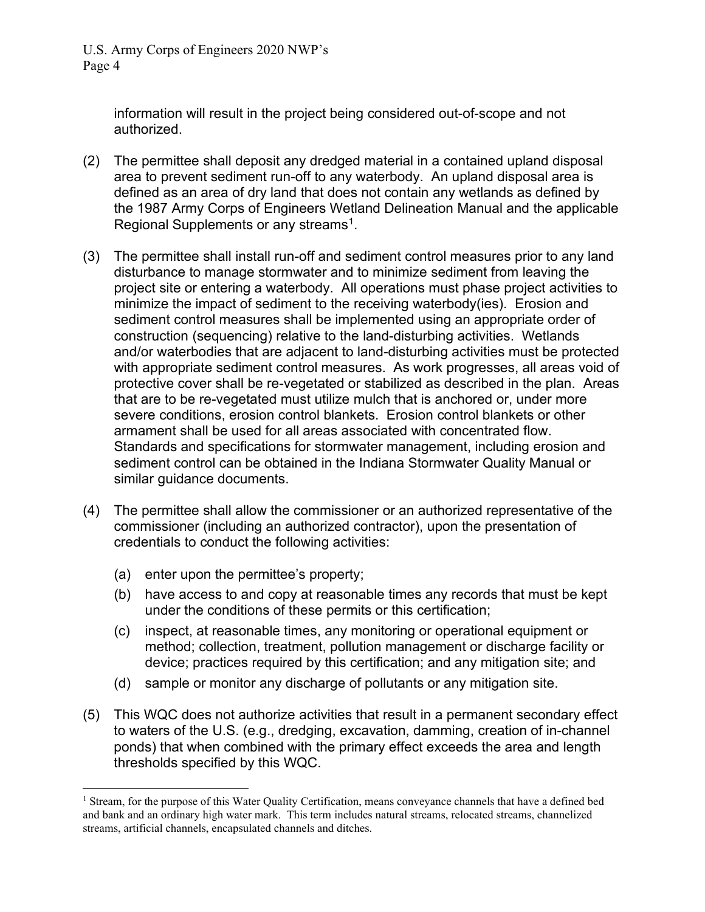information will result in the project being considered out-of-scope and not authorized.

(2) The permittee shall deposit any dredged material in a contained upland disposal area to prevent sediment run-off to any waterbody. An upland disposal area is defined as an area of dry land that does not contain any wetlands as defined by the 1987 Army Corps of Engineers Wetland Delineation Manual and the applicable Regional Supplements or any streams[1].

(3) The permittee shall install run-off and sediment control measures prior to any land disturbance to manage stormwater and to minimize sediment from leaving the project site or entering a waterbody. All operations must phase project activities to minimize the impact of sediment to the receiving waterbody(ies). Erosion and sediment control measures shall be implemented using an appropriate order of construction (sequencing) relative to the land-disturbing activities. Wetlands and/or waterbodies that are adjacent to land-disturbing activities must be protected with appropriate sediment control measures. As work progresses, all areas void of protective cover shall be re-vegetated or stabilized as described in the plan. Areas that are to be re-vegetated must utilize mulch that is anchored or, under more severe conditions, erosion control blankets. Erosion control blankets or other armament shall be used for all areas associated with concentrated flow. Standards and specifications for stormwater management, including erosion and sediment control can be obtained in the Indiana Stormwater Quality Manual or similar guidance documents.

(4) The permittee shall allow the commissioner or an authorized representative of the commissioner (including an authorized contractor), upon the presentation of credentials to conduct the following activities:

   (a) enter upon the permittee's property;
   (b) have access to and copy at reasonable times any records that must be kept under the conditions of these permits or this certification;
   (c) inspect, at reasonable times, any monitoring or operational equipment or method; collection, treatment, pollution management or discharge facility or device; practices required by this certification; and any mitigation site; and
   (d) sample or monitor any discharge of pollutants or any mitigation site.

(5) This WQC does not authorize activities that result in a permanent secondary effect to waters of the U.S. (e.g., dredging, excavation, damming, creation of in-channel ponds) that when combined with the primary effect exceeds the area and length thresholds specified by this WQC.

---

[1] Stream, for the purpose of this Water Quality Certification, means conveyance channels that have a defined bed and bank and an ordinary high water mark. This term includes natural streams, relocated streams, channelized streams, artificial channels, encapsulated channels and ditches.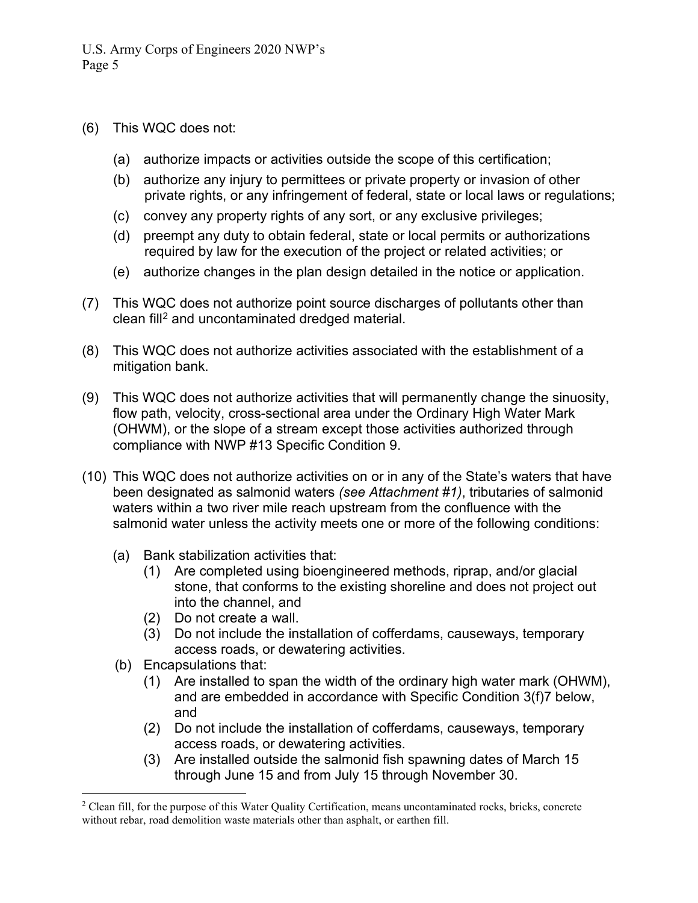(6) This WQC does not:

   (a) authorize impacts or activities outside the scope of this certification;
   (b) authorize any injury to permittees or private property or invasion of other private rights, or any infringement of federal, state or local laws or regulations;
   (c) convey any property rights of any sort, or any exclusive privileges;
   (d) preempt any duty to obtain federal, state or local permits or authorizations required by law for the execution of the project or related activities; or
   (e) authorize changes in the plan design detailed in the notice or application.

(7) This WQC does not authorize point source discharges of pollutants other than clean fill[2] and uncontaminated dredged material.

(8) This WQC does not authorize activities associated with the establishment of a mitigation bank.

(9) This WQC does not authorize activities that will permanently change the sinuosity, flow path, velocity, cross-sectional area under the Ordinary High Water Mark (OHWM), or the slope of a stream except those activities authorized through compliance with NWP #13 Specific Condition 9.

(10) This WQC does not authorize activities on or in any of the State's waters that have been designated as salmonid waters *(see Attachment #1)*, tributaries of salmonid waters within a two river mile reach upstream from the confluence with the salmonid water unless the activity meets one or more of the following conditions:

   (a) Bank stabilization activities that:
      (1) Are completed using bioengineered methods, riprap, and/or glacial stone, that conforms to the existing shoreline and does not project out into the channel, and
      (2) Do not create a wall.
      (3) Do not include the installation of cofferdams, causeways, temporary access roads, or dewatering activities.
   (b) Encapsulations that:
      (1) Are installed to span the width of the ordinary high water mark (OHWM), and are embedded in accordance with Specific Condition 3(f)7 below, and
      (2) Do not include the installation of cofferdams, causeways, temporary access roads, or dewatering activities.
      (3) Are installed outside the salmonid fish spawning dates of March 15 through June 15 and from July 15 through November 30.

---

[2] Clean fill, for the purpose of this Water Quality Certification, means uncontaminated rocks, bricks, concrete without rebar, road demolition waste materials other than asphalt, or earthen fill.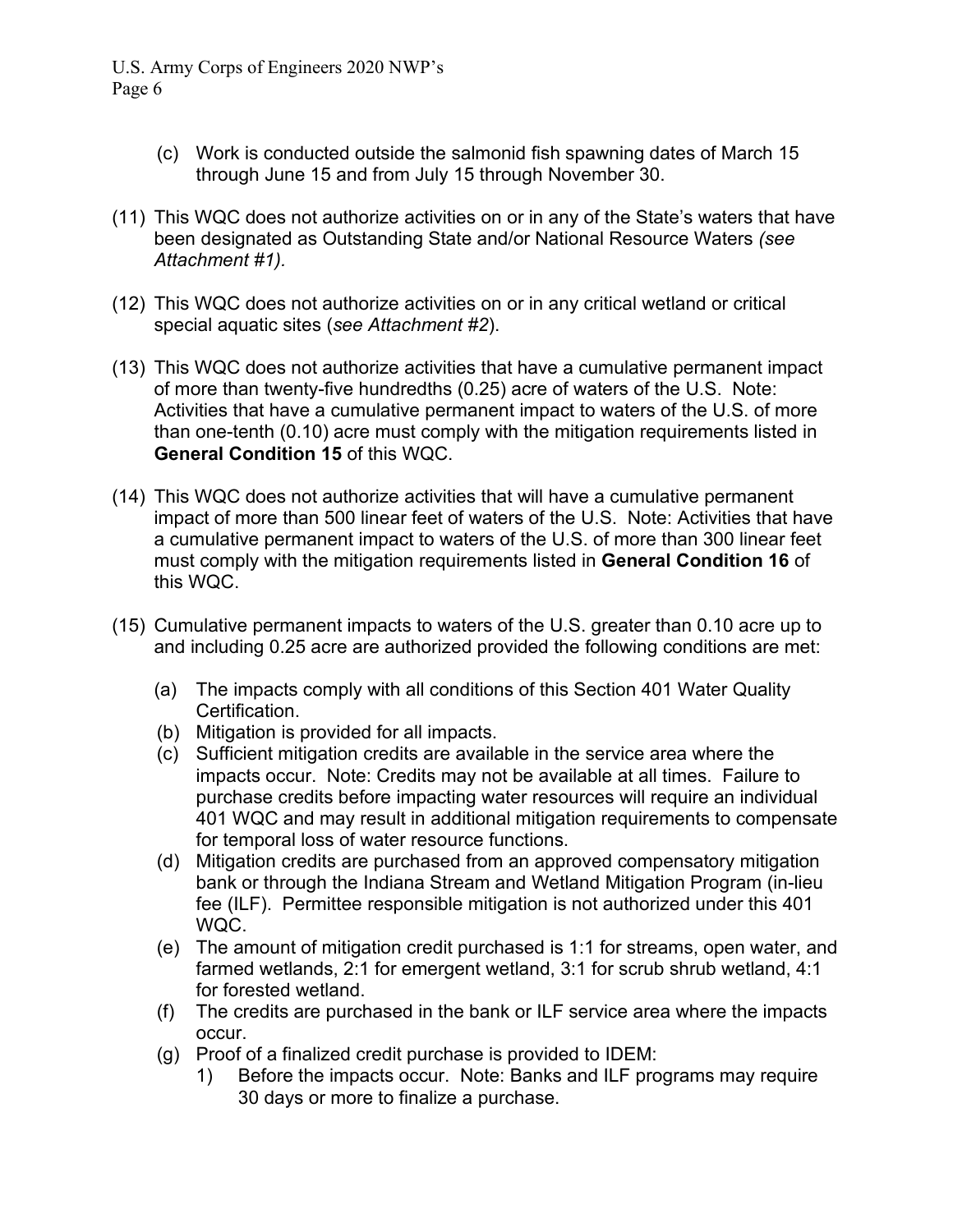(c) Work is conducted outside the salmonid fish spawning dates of March 15 through June 15 and from July 15 through November 30.

(11) This WQC does not authorize activities on or in any of the State's waters that have been designated as Outstanding State and/or National Resource Waters *(see Attachment #1).*

(12) This WQC does not authorize activities on or in any critical wetland or critical special aquatic sites (*see Attachment #2*).

(13) This WQC does not authorize activities that have a cumulative permanent impact of more than twenty-five hundredths (0.25) acre of waters of the U.S. Note: Activities that have a cumulative permanent impact to waters of the U.S. of more than one-tenth (0.10) acre must comply with the mitigation requirements listed in **General Condition 15** of this WQC.

(14) This WQC does not authorize activities that will have a cumulative permanent impact of more than 500 linear feet of waters of the U.S. Note: Activities that have a cumulative permanent impact to waters of the U.S. of more than 300 linear feet must comply with the mitigation requirements listed in **General Condition 16** of this WQC.

(15) Cumulative permanent impacts to waters of the U.S. greater than 0.10 acre up to and including 0.25 acre are authorized provided the following conditions are met:

(a) The impacts comply with all conditions of this Section 401 Water Quality Certification.
(b) Mitigation is provided for all impacts.
(c) Sufficient mitigation credits are available in the service area where the impacts occur. Note: Credits may not be available at all times. Failure to purchase credits before impacting water resources will require an individual 401 WQC and may result in additional mitigation requirements to compensate for temporal loss of water resource functions.
(d) Mitigation credits are purchased from an approved compensatory mitigation bank or through the Indiana Stream and Wetland Mitigation Program (in-lieu fee (ILF). Permittee responsible mitigation is not authorized under this 401 WQC.
(e) The amount of mitigation credit purchased is 1:1 for streams, open water, and farmed wetlands, 2:1 for emergent wetland, 3:1 for scrub shrub wetland, 4:1 for forested wetland.
(f) The credits are purchased in the bank or ILF service area where the impacts occur.
(g) Proof of a finalized credit purchase is provided to IDEM:
    1) Before the impacts occur. Note: Banks and ILF programs may require 30 days or more to finalize a purchase.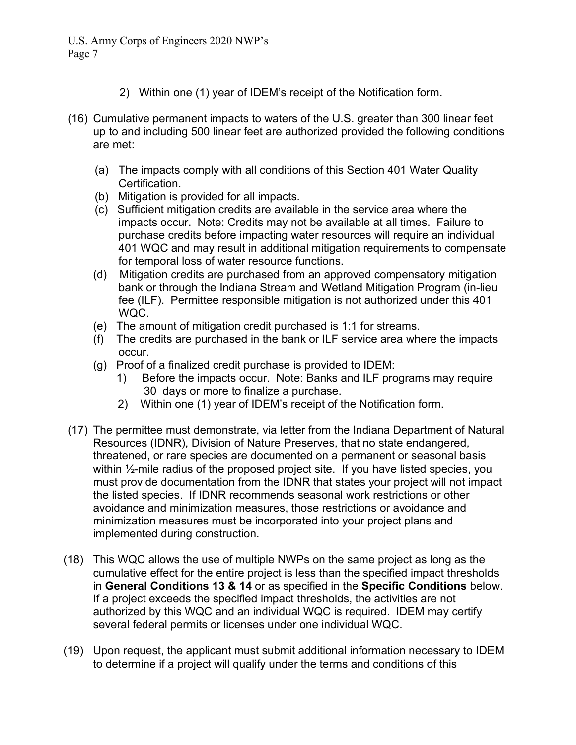2) Within one (1) year of IDEM's receipt of the Notification form.

(16) Cumulative permanent impacts to waters of the U.S. greater than 300 linear feet up to and including 500 linear feet are authorized provided the following conditions are met:

(a) The impacts comply with all conditions of this Section 401 Water Quality Certification.
(b) Mitigation is provided for all impacts.
(c) Sufficient mitigation credits are available in the service area where the impacts occur. Note: Credits may not be available at all times. Failure to purchase credits before impacting water resources will require an individual 401 WQC and may result in additional mitigation requirements to compensate for temporal loss of water resource functions.
(d) Mitigation credits are purchased from an approved compensatory mitigation bank or through the Indiana Stream and Wetland Mitigation Program (in-lieu fee (ILF). Permittee responsible mitigation is not authorized under this 401 WQC.
(e) The amount of mitigation credit purchased is 1:1 for streams.
(f) The credits are purchased in the bank or ILF service area where the impacts occur.
(g) Proof of a finalized credit purchase is provided to IDEM:
    1) Before the impacts occur. Note: Banks and ILF programs may require 30 days or more to finalize a purchase.
    2) Within one (1) year of IDEM's receipt of the Notification form.

(17) The permittee must demonstrate, via letter from the Indiana Department of Natural Resources (IDNR), Division of Nature Preserves, that no state endangered, threatened, or rare species are documented on a permanent or seasonal basis within ½-mile radius of the proposed project site. If you have listed species, you must provide documentation from the IDNR that states your project will not impact the listed species. If IDNR recommends seasonal work restrictions or other avoidance and minimization measures, those restrictions or avoidance and minimization measures must be incorporated into your project plans and implemented during construction.

(18) This WQC allows the use of multiple NWPs on the same project as long as the cumulative effect for the entire project is less than the specified impact thresholds in **General Conditions 13 & 14** or as specified in the **Specific Conditions** below. If a project exceeds the specified impact thresholds, the activities are not authorized by this WQC and an individual WQC is required. IDEM may certify several federal permits or licenses under one individual WQC.

(19) Upon request, the applicant must submit additional information necessary to IDEM to determine if a project will qualify under the terms and conditions of this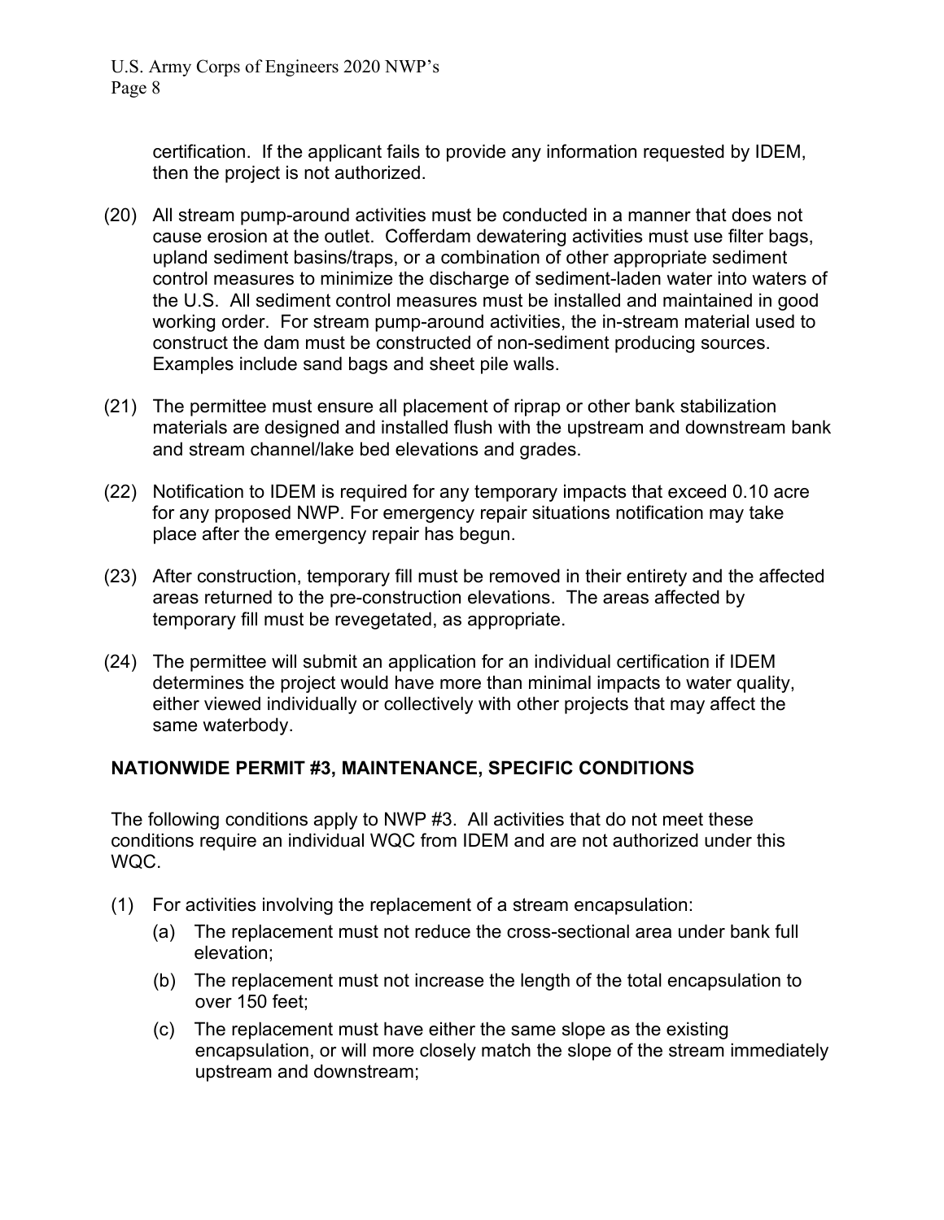certification. If the applicant fails to provide any information requested by IDEM, then the project is not authorized.

(20) All stream pump-around activities must be conducted in a manner that does not cause erosion at the outlet. Cofferdam dewatering activities must use filter bags, upland sediment basins/traps, or a combination of other appropriate sediment control measures to minimize the discharge of sediment-laden water into waters of the U.S. All sediment control measures must be installed and maintained in good working order. For stream pump-around activities, the in-stream material used to construct the dam must be constructed of non-sediment producing sources. Examples include sand bags and sheet pile walls.

(21) The permittee must ensure all placement of riprap or other bank stabilization materials are designed and installed flush with the upstream and downstream bank and stream channel/lake bed elevations and grades.

(22) Notification to IDEM is required for any temporary impacts that exceed 0.10 acre for any proposed NWP. For emergency repair situations notification may take place after the emergency repair has begun.

(23) After construction, temporary fill must be removed in their entirety and the affected areas returned to the pre-construction elevations. The areas affected by temporary fill must be revegetated, as appropriate.

(24) The permittee will submit an application for an individual certification if IDEM determines the project would have more than minimal impacts to water quality, either viewed individually or collectively with other projects that may affect the same waterbody.

**NATIONWIDE PERMIT #3, MAINTENANCE, SPECIFIC CONDITIONS**

The following conditions apply to NWP #3. All activities that do not meet these conditions require an individual WQC from IDEM and are not authorized under this WQC.

(1) For activities involving the replacement of a stream encapsulation:
   (a) The replacement must not reduce the cross-sectional area under bank full elevation;
   (b) The replacement must not increase the length of the total encapsulation to over 150 feet;
   (c) The replacement must have either the same slope as the existing encapsulation, or will more closely match the slope of the stream immediately upstream and downstream;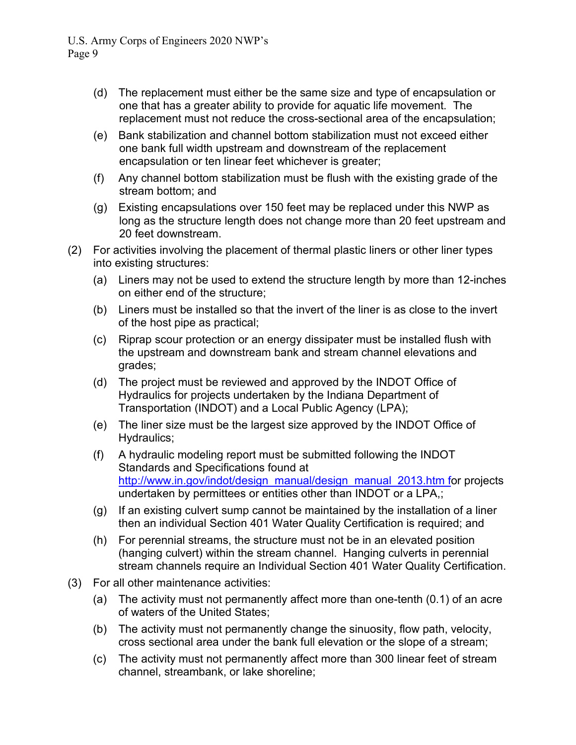(d) The replacement must either be the same size and type of encapsulation or one that has a greater ability to provide for aquatic life movement. The replacement must not reduce the cross-sectional area of the encapsulation;

(e) Bank stabilization and channel bottom stabilization must not exceed either one bank full width upstream and downstream of the replacement encapsulation or ten linear feet whichever is greater;

(f) Any channel bottom stabilization must be flush with the existing grade of the stream bottom; and

(g) Existing encapsulations over 150 feet may be replaced under this NWP as long as the structure length does not change more than 20 feet upstream and 20 feet downstream.

(2) For activities involving the placement of thermal plastic liners or other liner types into existing structures:

(a) Liners may not be used to extend the structure length by more than 12-inches on either end of the structure;

(b) Liners must be installed so that the invert of the liner is as close to the invert of the host pipe as practical;

(c) Riprap scour protection or an energy dissipater must be installed flush with the upstream and downstream bank and stream channel elevations and grades;

(d) The project must be reviewed and approved by the INDOT Office of Hydraulics for projects undertaken by the Indiana Department of Transportation (INDOT) and a Local Public Agency (LPA);

(e) The liner size must be the largest size approved by the INDOT Office of Hydraulics;

(f) A hydraulic modeling report must be submitted following the INDOT Standards and Specifications found at [http://www.in.gov/indot/design_manual/design_manual_2013.htm](http://www.in.gov/indot/design_manual/design_manual_2013.htm) for projects undertaken by permittees or entities other than INDOT or a LPA,;

(g) If an existing culvert sump cannot be maintained by the installation of a liner then an individual Section 401 Water Quality Certification is required; and

(h) For perennial streams, the structure must not be in an elevated position (hanging culvert) within the stream channel. Hanging culverts in perennial stream channels require an Individual Section 401 Water Quality Certification.

(3) For all other maintenance activities:

(a) The activity must not permanently affect more than one-tenth (0.1) of an acre of waters of the United States;

(b) The activity must not permanently change the sinuosity, flow path, velocity, cross sectional area under the bank full elevation or the slope of a stream;

(c) The activity must not permanently affect more than 300 linear feet of stream channel, streambank, or lake shoreline;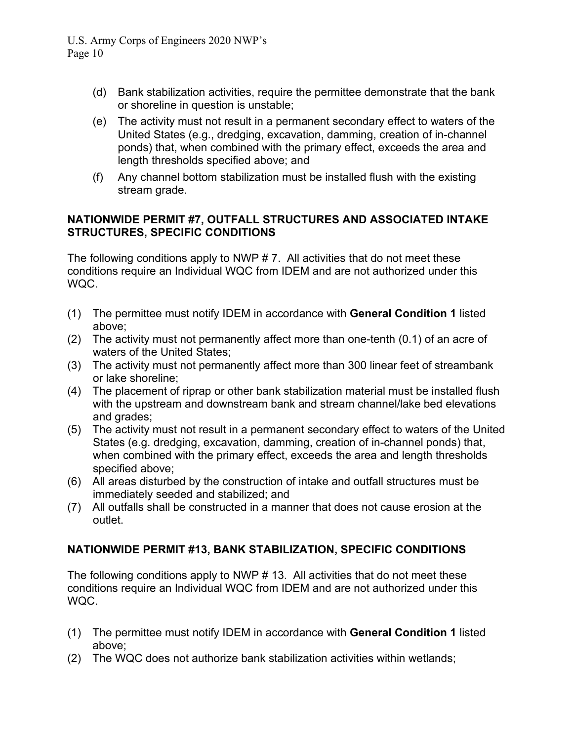(d) Bank stabilization activities, require the permittee demonstrate that the bank or shoreline in question is unstable;

(e) The activity must not result in a permanent secondary effect to waters of the United States (e.g., dredging, excavation, damming, creation of in-channel ponds) that, when combined with the primary effect, exceeds the area and length thresholds specified above; and

(f) Any channel bottom stabilization must be installed flush with the existing stream grade.

## NATIONWIDE PERMIT #7, OUTFALL STRUCTURES AND ASSOCIATED INTAKE STRUCTURES, SPECIFIC CONDITIONS

The following conditions apply to NWP # 7. All activities that do not meet these conditions require an Individual WQC from IDEM and are not authorized under this WQC.

(1) The permittee must notify IDEM in accordance with **General Condition 1** listed above;

(2) The activity must not permanently affect more than one-tenth (0.1) of an acre of waters of the United States;

(3) The activity must not permanently affect more than 300 linear feet of streambank or lake shoreline;

(4) The placement of riprap or other bank stabilization material must be installed flush with the upstream and downstream bank and stream channel/lake bed elevations and grades;

(5) The activity must not result in a permanent secondary effect to waters of the United States (e.g. dredging, excavation, damming, creation of in-channel ponds) that, when combined with the primary effect, exceeds the area and length thresholds specified above;

(6) All areas disturbed by the construction of intake and outfall structures must be immediately seeded and stabilized; and

(7) All outfalls shall be constructed in a manner that does not cause erosion at the outlet.

## NATIONWIDE PERMIT #13, BANK STABILIZATION, SPECIFIC CONDITIONS

The following conditions apply to NWP # 13. All activities that do not meet these conditions require an Individual WQC from IDEM and are not authorized under this WQC.

(1) The permittee must notify IDEM in accordance with **General Condition 1** listed above;

(2) The WQC does not authorize bank stabilization activities within wetlands;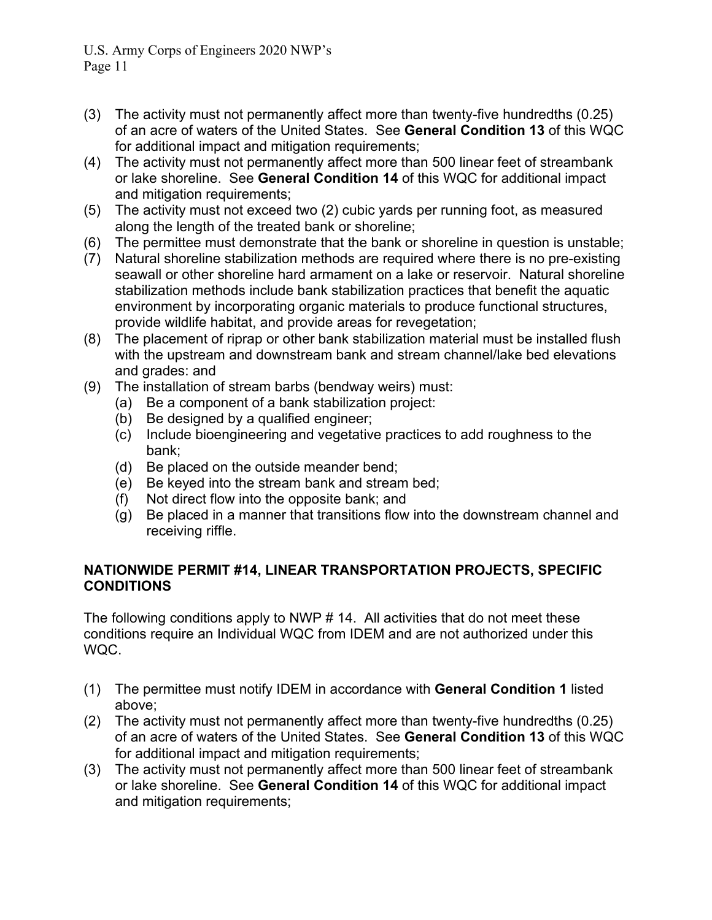(3) The activity must not permanently affect more than twenty-five hundredths (0.25) of an acre of waters of the United States. See **General Condition 13** of this WQC for additional impact and mitigation requirements;
(4) The activity must not permanently affect more than 500 linear feet of streambank or lake shoreline. See **General Condition 14** of this WQC for additional impact and mitigation requirements;
(5) The activity must not exceed two (2) cubic yards per running foot, as measured along the length of the treated bank or shoreline;
(6) The permittee must demonstrate that the bank or shoreline in question is unstable;
(7) Natural shoreline stabilization methods are required where there is no pre-existing seawall or other shoreline hard armament on a lake or reservoir. Natural shoreline stabilization methods include bank stabilization practices that benefit the aquatic environment by incorporating organic materials to produce functional structures, provide wildlife habitat, and provide areas for revegetation;
(8) The placement of riprap or other bank stabilization material must be installed flush with the upstream and downstream bank and stream channel/lake bed elevations and grades: and
(9) The installation of stream barbs (bendway weirs) must:
    (a) Be a component of a bank stabilization project:
    (b) Be designed by a qualified engineer;
    (c) Include bioengineering and vegetative practices to add roughness to the bank;
    (d) Be placed on the outside meander bend;
    (e) Be keyed into the stream bank and stream bed;
    (f) Not direct flow into the opposite bank; and
    (g) Be placed in a manner that transitions flow into the downstream channel and receiving riffle.

**NATIONWIDE PERMIT #14, LINEAR TRANSPORTATION PROJECTS, SPECIFIC CONDITIONS**

The following conditions apply to NWP # 14. All activities that do not meet these conditions require an Individual WQC from IDEM and are not authorized under this WQC.

(1) The permittee must notify IDEM in accordance with **General Condition 1** listed above;
(2) The activity must not permanently affect more than twenty-five hundredths (0.25) of an acre of waters of the United States. See **General Condition 13** of this WQC for additional impact and mitigation requirements;
(3) The activity must not permanently affect more than 500 linear feet of streambank or lake shoreline. See **General Condition 14** of this WQC for additional impact and mitigation requirements;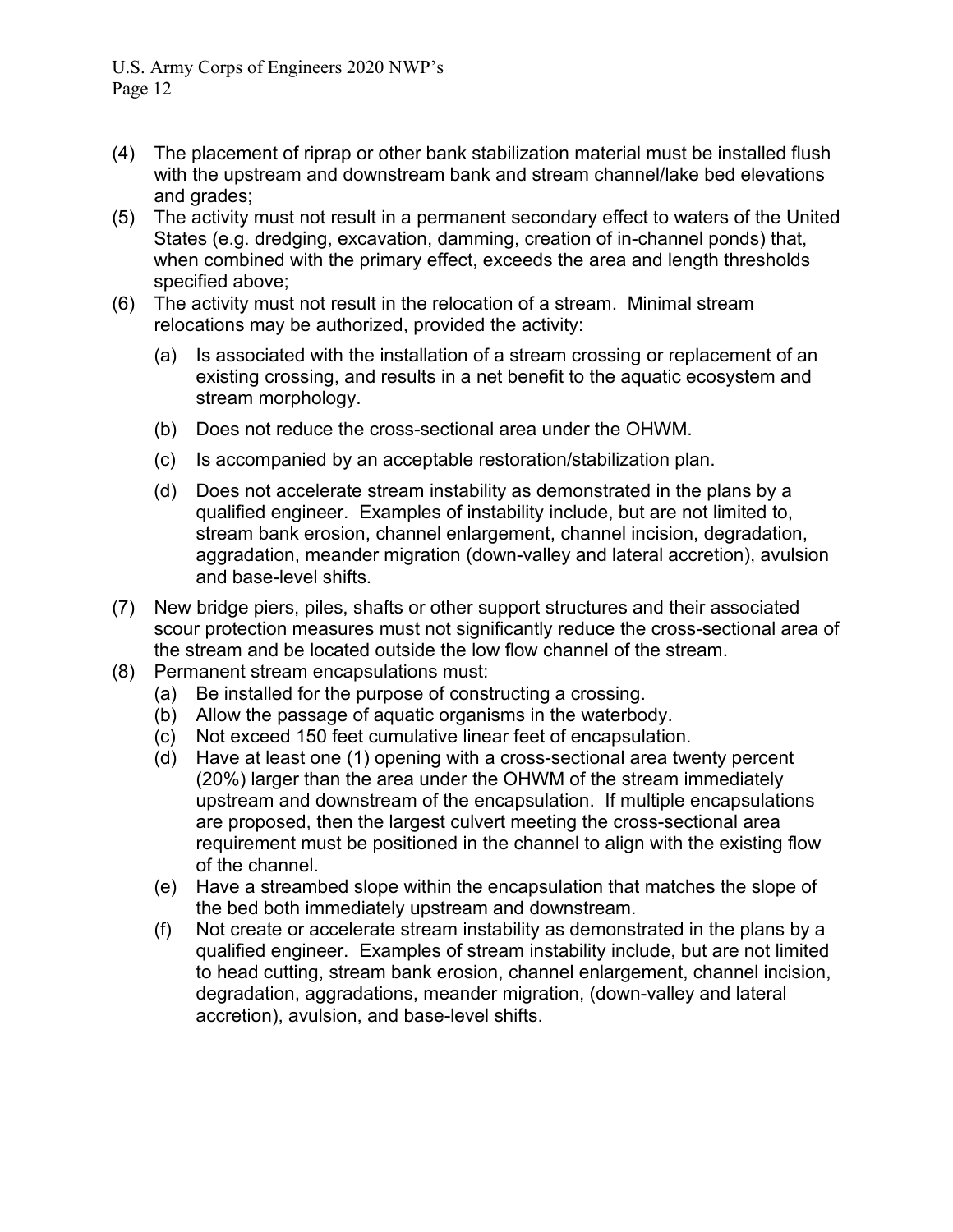(4) The placement of riprap or other bank stabilization material must be installed flush with the upstream and downstream bank and stream channel/lake bed elevations and grades;

(5) The activity must not result in a permanent secondary effect to waters of the United States (e.g. dredging, excavation, damming, creation of in-channel ponds) that, when combined with the primary effect, exceeds the area and length thresholds specified above;

(6) The activity must not result in the relocation of a stream. Minimal stream relocations may be authorized, provided the activity:

   (a) Is associated with the installation of a stream crossing or replacement of an existing crossing, and results in a net benefit to the aquatic ecosystem and stream morphology.

   (b) Does not reduce the cross-sectional area under the OHWM.

   (c) Is accompanied by an acceptable restoration/stabilization plan.

   (d) Does not accelerate stream instability as demonstrated in the plans by a qualified engineer. Examples of instability include, but are not limited to, stream bank erosion, channel enlargement, channel incision, degradation, aggradation, meander migration (down-valley and lateral accretion), avulsion and base-level shifts.

(7) New bridge piers, piles, shafts or other support structures and their associated scour protection measures must not significantly reduce the cross-sectional area of the stream and be located outside the low flow channel of the stream.

(8) Permanent stream encapsulations must:

   (a) Be installed for the purpose of constructing a crossing.

   (b) Allow the passage of aquatic organisms in the waterbody.

   (c) Not exceed 150 feet cumulative linear feet of encapsulation.

   (d) Have at least one (1) opening with a cross-sectional area twenty percent (20%) larger than the area under the OHWM of the stream immediately upstream and downstream of the encapsulation. If multiple encapsulations are proposed, then the largest culvert meeting the cross-sectional area requirement must be positioned in the channel to align with the existing flow of the channel.

   (e) Have a streambed slope within the encapsulation that matches the slope of the bed both immediately upstream and downstream.

   (f) Not create or accelerate stream instability as demonstrated in the plans by a qualified engineer. Examples of stream instability include, but are not limited to head cutting, stream bank erosion, channel enlargement, channel incision, degradation, aggradations, meander migration, (down-valley and lateral accretion), avulsion, and base-level shifts.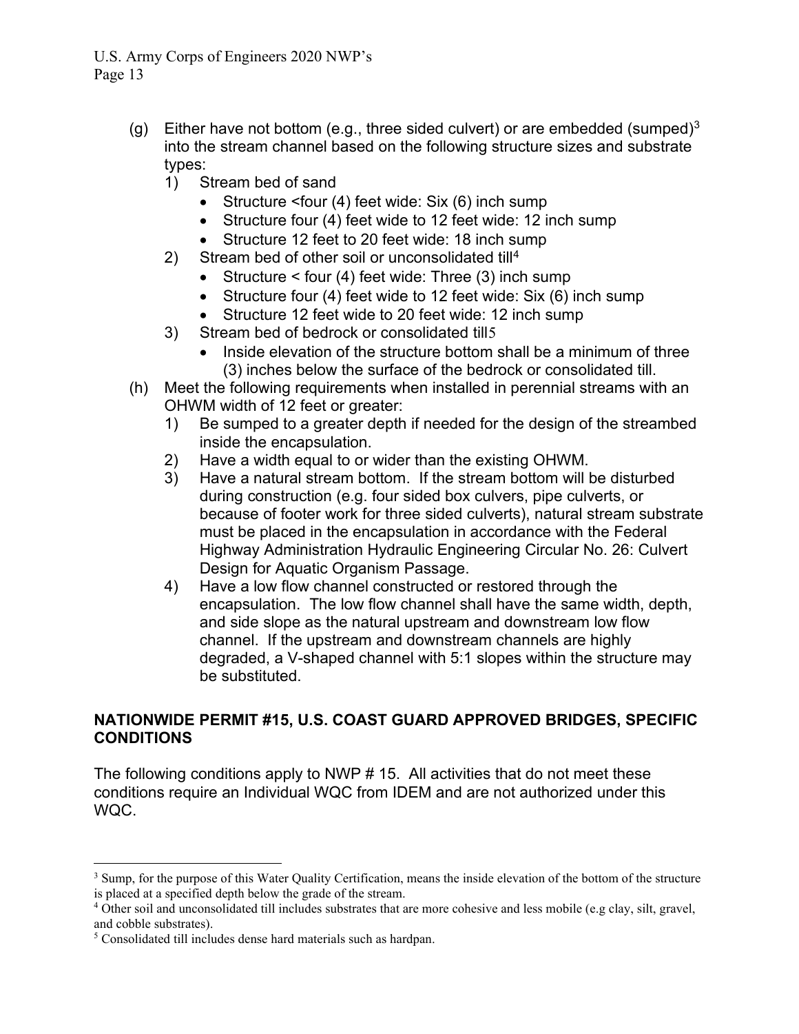(g) Either have not bottom (e.g., three sided culvert) or are embedded (sumped)[3] into the stream channel based on the following structure sizes and substrate types:
   1) Stream bed of sand
      - Structure <four (4) feet wide: Six (6) inch sump
      - Structure four (4) feet wide to 12 feet wide: 12 inch sump
      - Structure 12 feet to 20 feet wide: 18 inch sump
   2) Stream bed of other soil or unconsolidated till[4]
      - Structure < four (4) feet wide: Three (3) inch sump
      - Structure four (4) feet wide to 12 feet wide: Six (6) inch sump
      - Structure 12 feet wide to 20 feet wide: 12 inch sump
   3) Stream bed of bedrock or consolidated till[5]
      - Inside elevation of the structure bottom shall be a minimum of three (3) inches below the surface of the bedrock or consolidated till.

(h) Meet the following requirements when installed in perennial streams with an OHWM width of 12 feet or greater:
   1) Be sumped to a greater depth if needed for the design of the streambed inside the encapsulation.
   2) Have a width equal to or wider than the existing OHWM.
   3) Have a natural stream bottom. If the stream bottom will be disturbed during construction (e.g. four sided box culvers, pipe culverts, or because of footer work for three sided culverts), natural stream substrate must be placed in the encapsulation in accordance with the Federal Highway Administration Hydraulic Engineering Circular No. 26: Culvert Design for Aquatic Organism Passage.
   4) Have a low flow channel constructed or restored through the encapsulation. The low flow channel shall have the same width, depth, and side slope as the natural upstream and downstream low flow channel. If the upstream and downstream channels are highly degraded, a V-shaped channel with 5:1 slopes within the structure may be substituted.

**NATIONWIDE PERMIT #15, U.S. COAST GUARD APPROVED BRIDGES, SPECIFIC CONDITIONS**

The following conditions apply to NWP # 15. All activities that do not meet these conditions require an Individual WQC from IDEM and are not authorized under this WQC.

---

[3] Sump, for the purpose of this Water Quality Certification, means the inside elevation of the bottom of the structure is placed at a specified depth below the grade of the stream.

[4] Other soil and unconsolidated till includes substrates that are more cohesive and less mobile (e.g clay, silt, gravel, and cobble substrates).

[5] Consolidated till includes dense hard materials such as hardpan.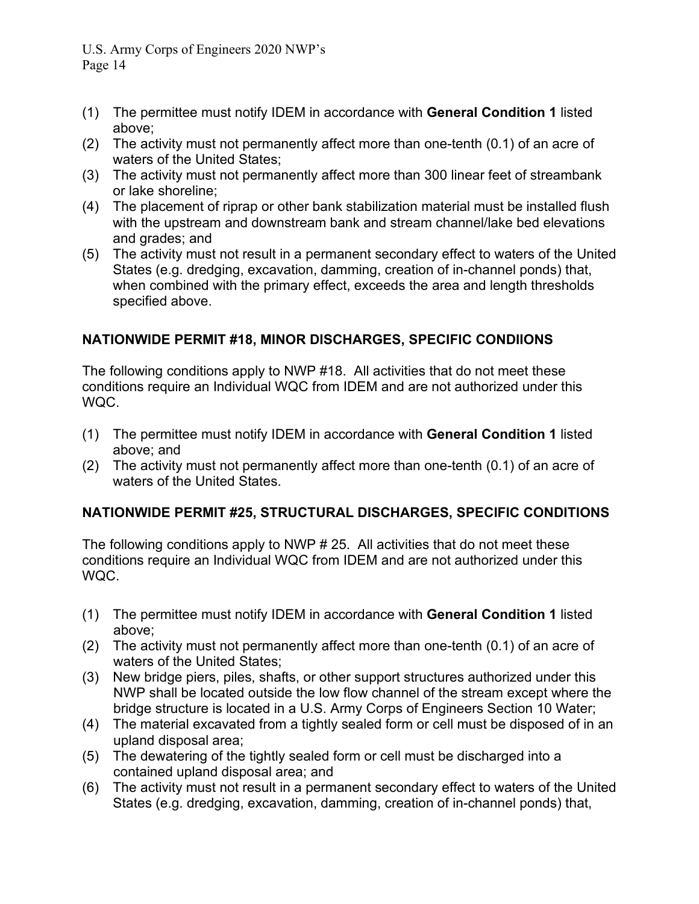(1) The permittee must notify IDEM in accordance with **General Condition 1** listed above;
(2) The activity must not permanently affect more than one-tenth (0.1) of an acre of waters of the United States;
(3) The activity must not permanently affect more than 300 linear feet of streambank or lake shoreline;
(4) The placement of riprap or other bank stabilization material must be installed flush with the upstream and downstream bank and stream channel/lake bed elevations and grades; and
(5) The activity must not result in a permanent secondary effect to waters of the United States (e.g. dredging, excavation, damming, creation of in-channel ponds) that, when combined with the primary effect, exceeds the area and length thresholds specified above.

## NATIONWIDE PERMIT #18, MINOR DISCHARGES, SPECIFIC CONDIIONS

The following conditions apply to NWP #18. All activities that do not meet these conditions require an Individual WQC from IDEM and are not authorized under this WQC.

(1) The permittee must notify IDEM in accordance with **General Condition 1** listed above; and
(2) The activity must not permanently affect more than one-tenth (0.1) of an acre of waters of the United States.

## NATIONWIDE PERMIT #25, STRUCTURAL DISCHARGES, SPECIFIC CONDITIONS

The following conditions apply to NWP # 25. All activities that do not meet these conditions require an Individual WQC from IDEM and are not authorized under this WQC.

(1) The permittee must notify IDEM in accordance with **General Condition 1** listed above;
(2) The activity must not permanently affect more than one-tenth (0.1) of an acre of waters of the United States;
(3) New bridge piers, piles, shafts, or other support structures authorized under this NWP shall be located outside the low flow channel of the stream except where the bridge structure is located in a U.S. Army Corps of Engineers Section 10 Water;
(4) The material excavated from a tightly sealed form or cell must be disposed of in an upland disposal area;
(5) The dewatering of the tightly sealed form or cell must be discharged into a contained upland disposal area; and
(6) The activity must not result in a permanent secondary effect to waters of the United States (e.g. dredging, excavation, damming, creation of in-channel ponds) that,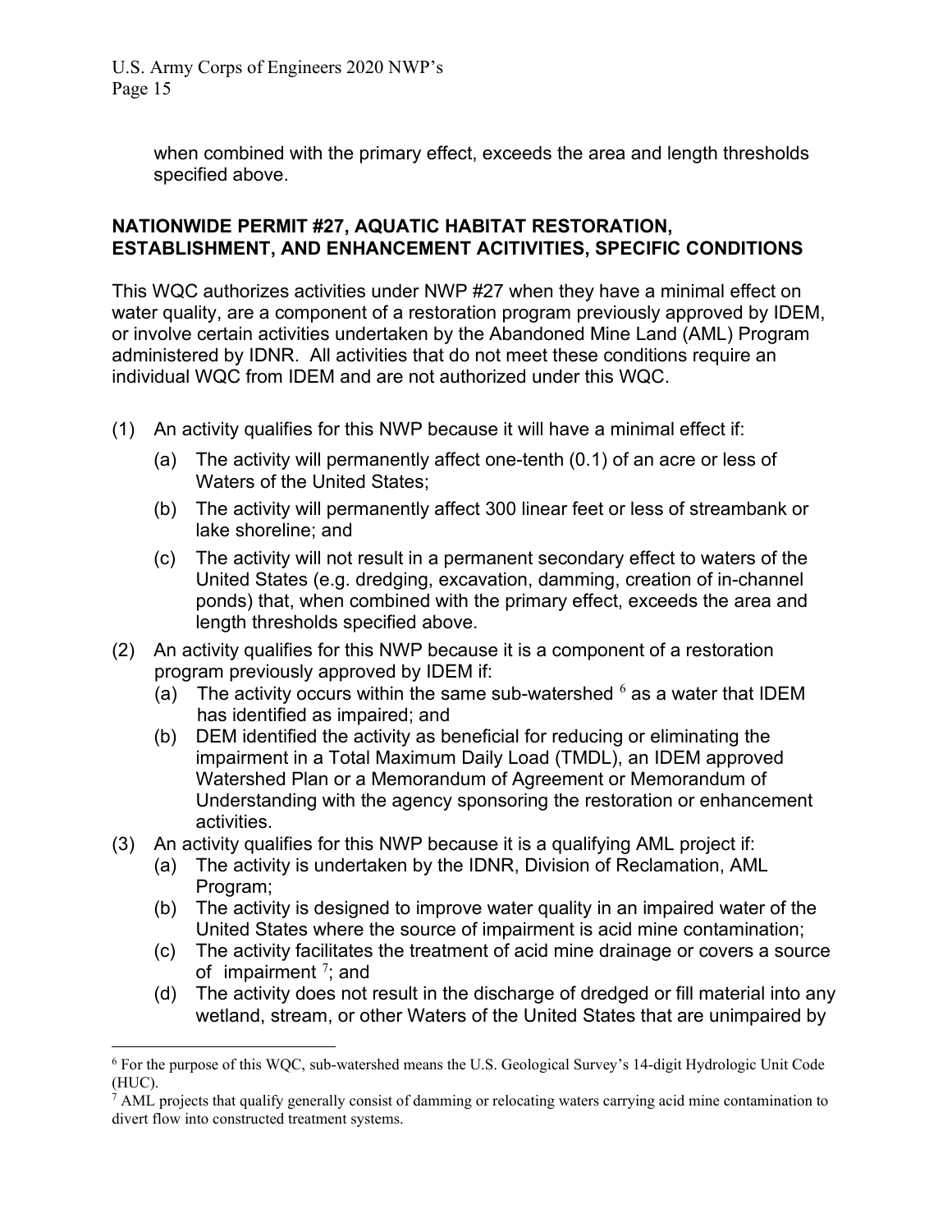when combined with the primary effect, exceeds the area and length thresholds specified above.

## NATIONWIDE PERMIT #27, AQUATIC HABITAT RESTORATION, ESTABLISHMENT, AND ENHANCEMENT ACITIVITIES, SPECIFIC CONDITIONS

This WQC authorizes activities under NWP #27 when they have a minimal effect on water quality, are a component of a restoration program previously approved by IDEM, or involve certain activities undertaken by the Abandoned Mine Land (AML) Program administered by IDNR. All activities that do not meet these conditions require an individual WQC from IDEM and are not authorized under this WQC.

(1) An activity qualifies for this NWP because it will have a minimal effect if:
   - (a) The activity will permanently affect one-tenth (0.1) of an acre or less of Waters of the United States;
   - (b) The activity will permanently affect 300 linear feet or less of streambank or lake shoreline; and
   - (c) The activity will not result in a permanent secondary effect to waters of the United States (e.g. dredging, excavation, damming, creation of in-channel ponds) that, when combined with the primary effect, exceeds the area and length thresholds specified above.

(2) An activity qualifies for this NWP because it is a component of a restoration program previously approved by IDEM if:
   - (a) The activity occurs within the same sub-watershed [6] as a water that IDEM has identified as impaired; and
   - (b) DEM identified the activity as beneficial for reducing or eliminating the impairment in a Total Maximum Daily Load (TMDL), an IDEM approved Watershed Plan or a Memorandum of Agreement or Memorandum of Understanding with the agency sponsoring the restoration or enhancement activities.

(3) An activity qualifies for this NWP because it is a qualifying AML project if:
   - (a) The activity is undertaken by the IDNR, Division of Reclamation, AML Program;
   - (b) The activity is designed to improve water quality in an impaired water of the United States where the source of impairment is acid mine contamination;
   - (c) The activity facilitates the treatment of acid mine drainage or covers a source of impairment [7]; and
   - (d) The activity does not result in the discharge of dredged or fill material into any wetland, stream, or other Waters of the United States that are unimpaired by

---

[6] For the purpose of this WQC, sub-watershed means the U.S. Geological Survey's 14-digit Hydrologic Unit Code (HUC).

[7] AML projects that qualify generally consist of damming or relocating waters carrying acid mine contamination to divert flow into constructed treatment systems.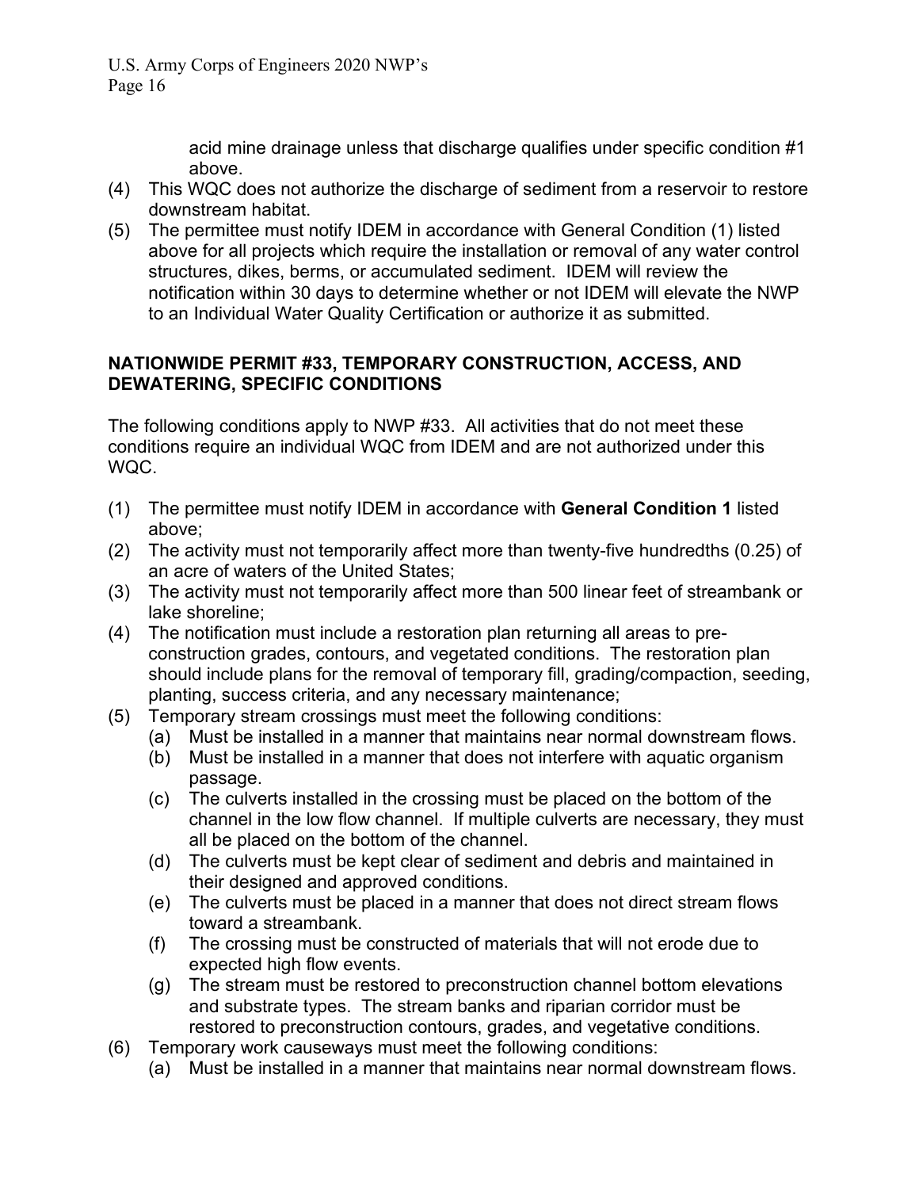acid mine drainage unless that discharge qualifies under specific condition #1 above.

(4) This WQC does not authorize the discharge of sediment from a reservoir to restore downstream habitat.

(5) The permittee must notify IDEM in accordance with General Condition (1) listed above for all projects which require the installation or removal of any water control structures, dikes, berms, or accumulated sediment. IDEM will review the notification within 30 days to determine whether or not IDEM will elevate the NWP to an Individual Water Quality Certification or authorize it as submitted.

**NATIONWIDE PERMIT #33, TEMPORARY CONSTRUCTION, ACCESS, AND DEWATERING, SPECIFIC CONDITIONS**

The following conditions apply to NWP #33. All activities that do not meet these conditions require an individual WQC from IDEM and are not authorized under this WQC.

(1) The permittee must notify IDEM in accordance with **General Condition 1** listed above;

(2) The activity must not temporarily affect more than twenty-five hundredths (0.25) of an acre of waters of the United States;

(3) The activity must not temporarily affect more than 500 linear feet of streambank or lake shoreline;

(4) The notification must include a restoration plan returning all areas to pre-construction grades, contours, and vegetated conditions. The restoration plan should include plans for the removal of temporary fill, grading/compaction, seeding, planting, success criteria, and any necessary maintenance;

(5) Temporary stream crossings must meet the following conditions:
   - (a) Must be installed in a manner that maintains near normal downstream flows.
   - (b) Must be installed in a manner that does not interfere with aquatic organism passage.
   - (c) The culverts installed in the crossing must be placed on the bottom of the channel in the low flow channel. If multiple culverts are necessary, they must all be placed on the bottom of the channel.
   - (d) The culverts must be kept clear of sediment and debris and maintained in their designed and approved conditions.
   - (e) The culverts must be placed in a manner that does not direct stream flows toward a streambank.
   - (f) The crossing must be constructed of materials that will not erode due to expected high flow events.
   - (g) The stream must be restored to preconstruction channel bottom elevations and substrate types. The stream banks and riparian corridor must be restored to preconstruction contours, grades, and vegetative conditions.

(6) Temporary work causeways must meet the following conditions:
   - (a) Must be installed in a manner that maintains near normal downstream flows.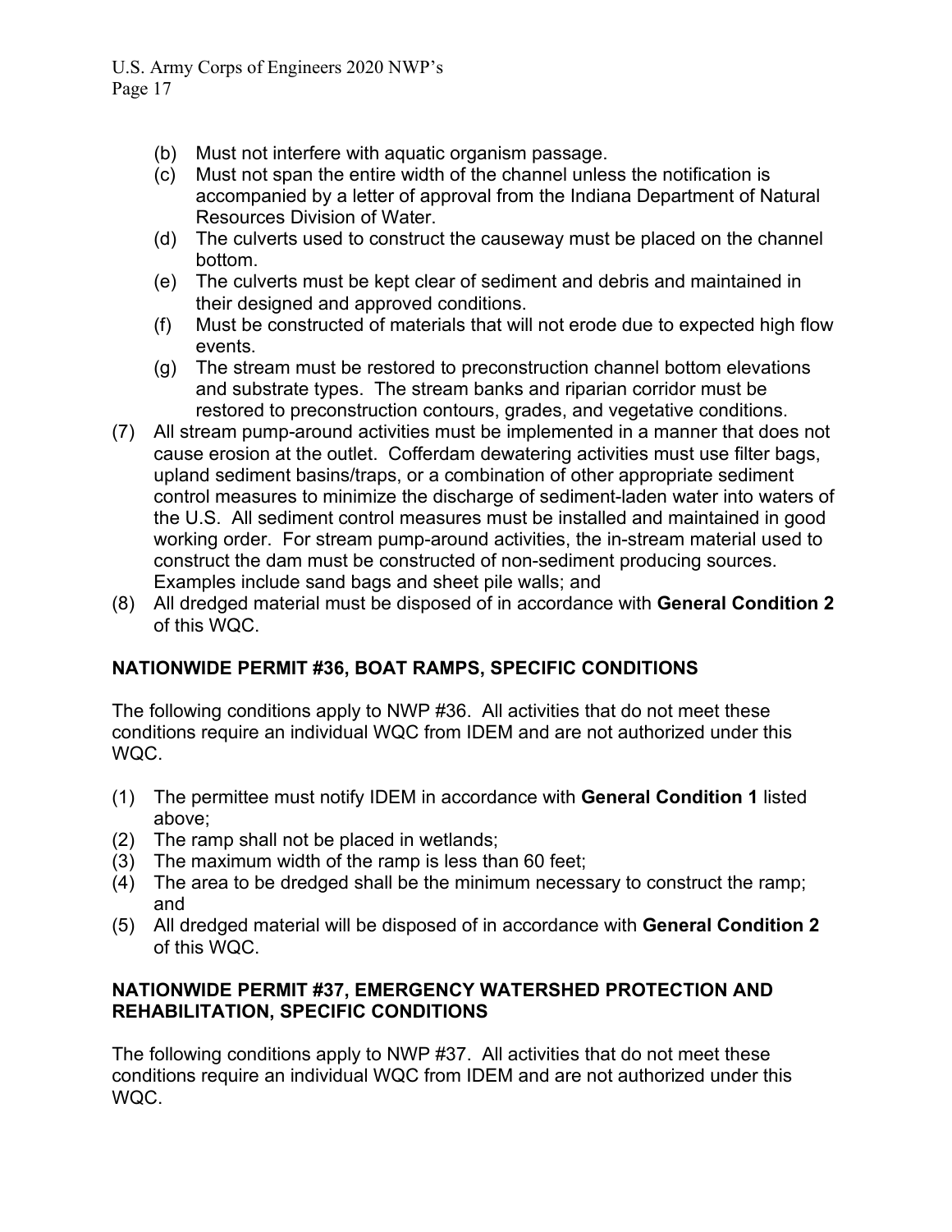(b) Must not interfere with aquatic organism passage.
(c) Must not span the entire width of the channel unless the notification is accompanied by a letter of approval from the Indiana Department of Natural Resources Division of Water.
(d) The culverts used to construct the causeway must be placed on the channel bottom.
(e) The culverts must be kept clear of sediment and debris and maintained in their designed and approved conditions.
(f) Must be constructed of materials that will not erode due to expected high flow events.
(g) The stream must be restored to preconstruction channel bottom elevations and substrate types. The stream banks and riparian corridor must be restored to preconstruction contours, grades, and vegetative conditions.

(7) All stream pump-around activities must be implemented in a manner that does not cause erosion at the outlet. Cofferdam dewatering activities must use filter bags, upland sediment basins/traps, or a combination of other appropriate sediment control measures to minimize the discharge of sediment-laden water into waters of the U.S. All sediment control measures must be installed and maintained in good working order. For stream pump-around activities, the in-stream material used to construct the dam must be constructed of non-sediment producing sources. Examples include sand bags and sheet pile walls; and
(8) All dredged material must be disposed of in accordance with **General Condition 2** of this WQC.

## NATIONWIDE PERMIT #36, BOAT RAMPS, SPECIFIC CONDITIONS

The following conditions apply to NWP #36. All activities that do not meet these conditions require an individual WQC from IDEM and are not authorized under this WQC.

(1) The permittee must notify IDEM in accordance with **General Condition 1** listed above;
(2) The ramp shall not be placed in wetlands;
(3) The maximum width of the ramp is less than 60 feet;
(4) The area to be dredged shall be the minimum necessary to construct the ramp; and
(5) All dredged material will be disposed of in accordance with **General Condition 2** of this WQC.

## NATIONWIDE PERMIT #37, EMERGENCY WATERSHED PROTECTION AND REHABILITATION, SPECIFIC CONDITIONS

The following conditions apply to NWP #37. All activities that do not meet these conditions require an individual WQC from IDEM and are not authorized under this WQC.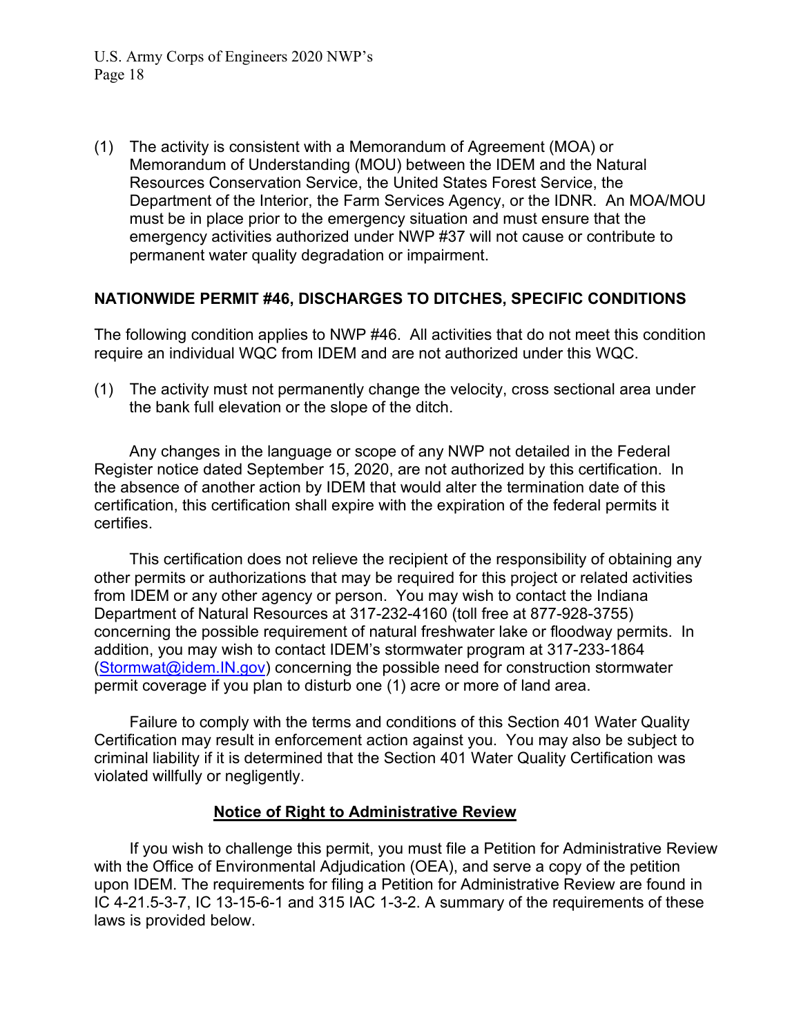(1) The activity is consistent with a Memorandum of Agreement (MOA) or Memorandum of Understanding (MOU) between the IDEM and the Natural Resources Conservation Service, the United States Forest Service, the Department of the Interior, the Farm Services Agency, or the IDNR. An MOA/MOU must be in place prior to the emergency situation and must ensure that the emergency activities authorized under NWP #37 will not cause or contribute to permanent water quality degradation or impairment.

**NATIONWIDE PERMIT #46, DISCHARGES TO DITCHES, SPECIFIC CONDITIONS**

The following condition applies to NWP #46. All activities that do not meet this condition require an individual WQC from IDEM and are not authorized under this WQC.

(1) The activity must not permanently change the velocity, cross sectional area under the bank full elevation or the slope of the ditch.

Any changes in the language or scope of any NWP not detailed in the Federal Register notice dated September 15, 2020, are not authorized by this certification. In the absence of another action by IDEM that would alter the termination date of this certification, this certification shall expire with the expiration of the federal permits it certifies.

This certification does not relieve the recipient of the responsibility of obtaining any other permits or authorizations that may be required for this project or related activities from IDEM or any other agency or person. You may wish to contact the Indiana Department of Natural Resources at 317-232-4160 (toll free at 877-928-3755) concerning the possible requirement of natural freshwater lake or floodway permits. In addition, you may wish to contact IDEM's stormwater program at 317-233-1864 (Stormwat@idem.IN.gov) concerning the possible need for construction stormwater permit coverage if you plan to disturb one (1) acre or more of land area.

Failure to comply with the terms and conditions of this Section 401 Water Quality Certification may result in enforcement action against you. You may also be subject to criminal liability if it is determined that the Section 401 Water Quality Certification was violated willfully or negligently.

**Notice of Right to Administrative Review**

If you wish to challenge this permit, you must file a Petition for Administrative Review with the Office of Environmental Adjudication (OEA), and serve a copy of the petition upon IDEM. The requirements for filing a Petition for Administrative Review are found in IC 4-21.5-3-7, IC 13-15-6-1 and 315 IAC 1-3-2. A summary of the requirements of these laws is provided below.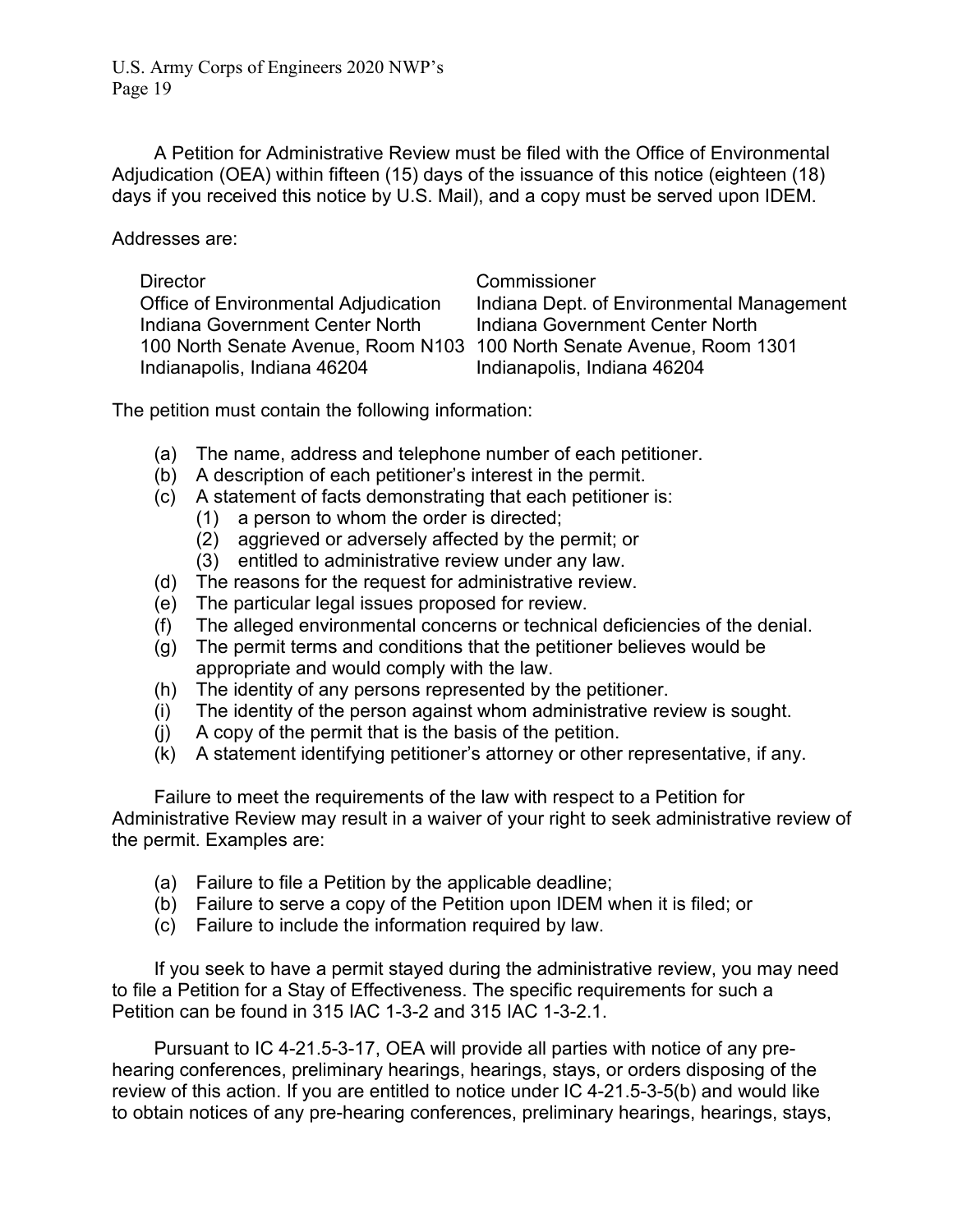A Petition for Administrative Review must be filed with the Office of Environmental Adjudication (OEA) within fifteen (15) days of the issuance of this notice (eighteen (18) days if you received this notice by U.S. Mail), and a copy must be served upon IDEM.

Addresses are:

| Director | Commissioner |
| --- | --- |
| Office of Environmental Adjudication | Indiana Dept. of Environmental Management |
| Indiana Government Center North | Indiana Government Center North |
| 100 North Senate Avenue, Room N103 | 100 North Senate Avenue, Room 1301 |
| Indianapolis, Indiana 46204 | Indianapolis, Indiana 46204 |

The petition must contain the following information:

- (a) The name, address and telephone number of each petitioner.
- (b) A description of each petitioner's interest in the permit.
- (c) A statement of facts demonstrating that each petitioner is:
  - (1) a person to whom the order is directed;
  - (2) aggrieved or adversely affected by the permit; or
  - (3) entitled to administrative review under any law.
- (d) The reasons for the request for administrative review.
- (e) The particular legal issues proposed for review.
- (f) The alleged environmental concerns or technical deficiencies of the denial.
- (g) The permit terms and conditions that the petitioner believes would be appropriate and would comply with the law.
- (h) The identity of any persons represented by the petitioner.
- (i) The identity of the person against whom administrative review is sought.
- (j) A copy of the permit that is the basis of the petition.
- (k) A statement identifying petitioner's attorney or other representative, if any.

Failure to meet the requirements of the law with respect to a Petition for Administrative Review may result in a waiver of your right to seek administrative review of the permit. Examples are:

- (a) Failure to file a Petition by the applicable deadline;
- (b) Failure to serve a copy of the Petition upon IDEM when it is filed; or
- (c) Failure to include the information required by law.

If you seek to have a permit stayed during the administrative review, you may need to file a Petition for a Stay of Effectiveness. The specific requirements for such a Petition can be found in 315 IAC 1-3-2 and 315 IAC 1-3-2.1.

Pursuant to IC 4-21.5-3-17, OEA will provide all parties with notice of any pre-hearing conferences, preliminary hearings, hearings, stays, or orders disposing of the review of this action. If you are entitled to notice under IC 4-21.5-3-5(b) and would like to obtain notices of any pre-hearing conferences, preliminary hearings, hearings, stays,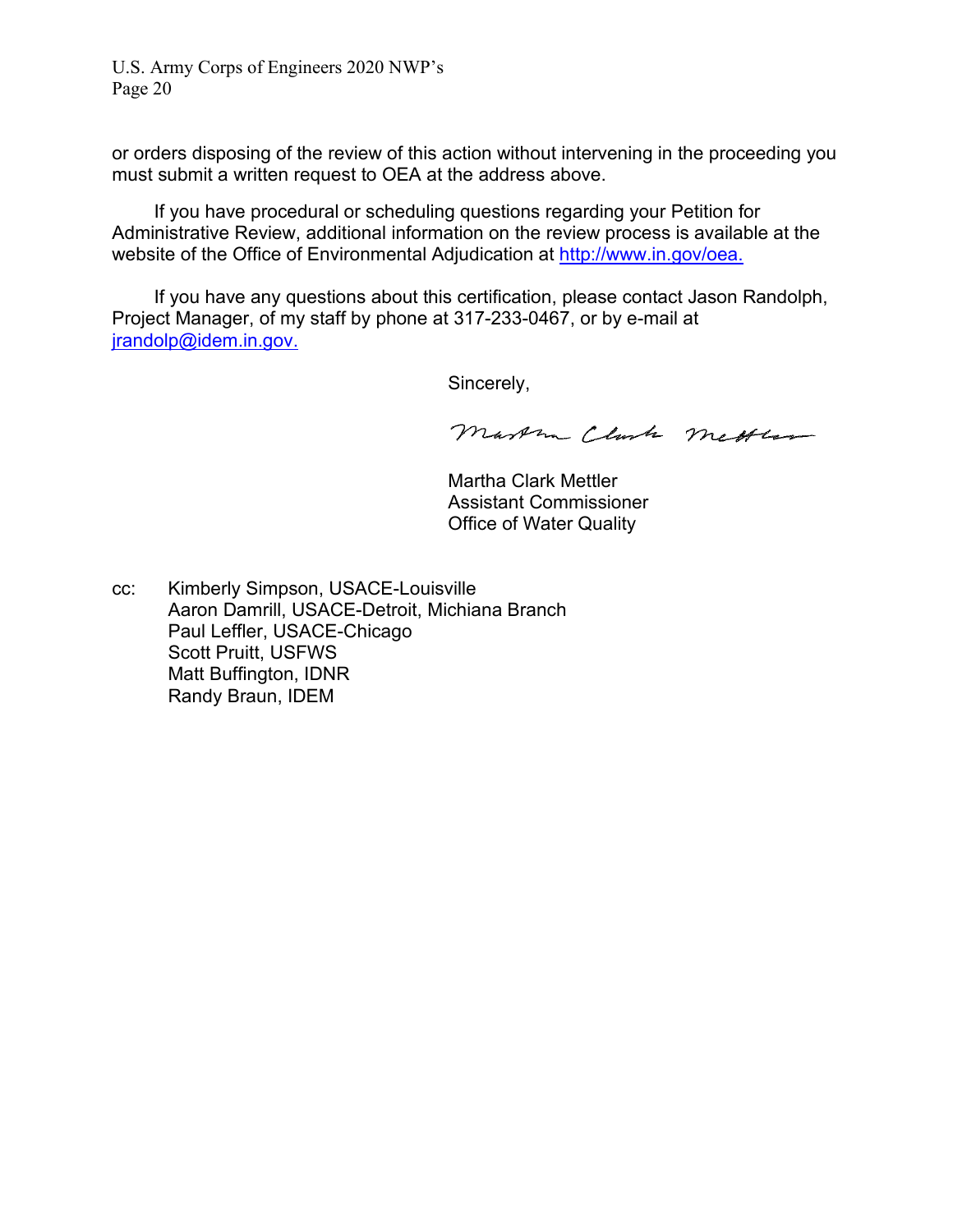or orders disposing of the review of this action without intervening in the proceeding you must submit a written request to OEA at the address above.

If you have procedural or scheduling questions regarding your Petition for Administrative Review, additional information on the review process is available at the website of the Office of Environmental Adjudication at http://www.in.gov/oea.

If you have any questions about this certification, please contact Jason Randolph, Project Manager, of my staff by phone at 317-233-0467, or by e-mail at jrandolp@idem.in.gov.

Sincerely,

Martha Clark Mettler

Martha Clark Mettler
Assistant Commissioner
Office of Water Quality

cc: Kimberly Simpson, USACE-Louisville
Aaron Damrill, USACE-Detroit, Michiana Branch
Paul Leffler, USACE-Chicago
Scott Pruitt, USFWS
Matt Buffington, IDNR
Randy Braun, IDEM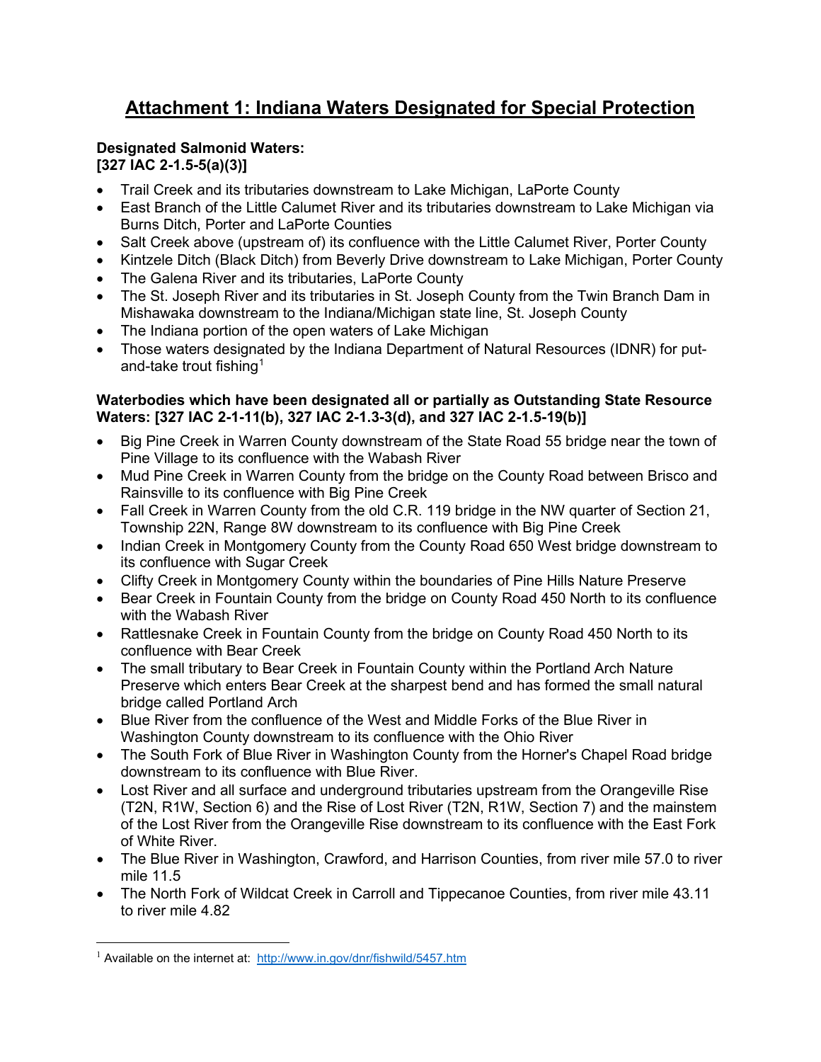# Attachment 1: Indiana Waters Designated for Special Protection

**Designated Salmonid Waters:**
**[327 IAC 2-1.5-5(a)(3)]**

- Trail Creek and its tributaries downstream to Lake Michigan, LaPorte County
- East Branch of the Little Calumet River and its tributaries downstream to Lake Michigan via Burns Ditch, Porter and LaPorte Counties
- Salt Creek above (upstream of) its confluence with the Little Calumet River, Porter County
- Kintzele Ditch (Black Ditch) from Beverly Drive downstream to Lake Michigan, Porter County
- The Galena River and its tributaries, LaPorte County
- The St. Joseph River and its tributaries in St. Joseph County from the Twin Branch Dam in Mishawaka downstream to the Indiana/Michigan state line, St. Joseph County
- The Indiana portion of the open waters of Lake Michigan
- Those waters designated by the Indiana Department of Natural Resources (IDNR) for put-and-take trout fishing[1]

**Waterbodies which have been designated all or partially as Outstanding State Resource Waters: [327 IAC 2-1-11(b), 327 IAC 2-1.3-3(d), and 327 IAC 2-1.5-19(b)]**

- Big Pine Creek in Warren County downstream of the State Road 55 bridge near the town of Pine Village to its confluence with the Wabash River
- Mud Pine Creek in Warren County from the bridge on the County Road between Brisco and Rainsville to its confluence with Big Pine Creek
- Fall Creek in Warren County from the old C.R. 119 bridge in the NW quarter of Section 21, Township 22N, Range 8W downstream to its confluence with Big Pine Creek
- Indian Creek in Montgomery County from the County Road 650 West bridge downstream to its confluence with Sugar Creek
- Clifty Creek in Montgomery County within the boundaries of Pine Hills Nature Preserve
- Bear Creek in Fountain County from the bridge on County Road 450 North to its confluence with the Wabash River
- Rattlesnake Creek in Fountain County from the bridge on County Road 450 North to its confluence with Bear Creek
- The small tributary to Bear Creek in Fountain County within the Portland Arch Nature Preserve which enters Bear Creek at the sharpest bend and has formed the small natural bridge called Portland Arch
- Blue River from the confluence of the West and Middle Forks of the Blue River in Washington County downstream to its confluence with the Ohio River
- The South Fork of Blue River in Washington County from the Horner's Chapel Road bridge downstream to its confluence with Blue River.
- Lost River and all surface and underground tributaries upstream from the Orangeville Rise (T2N, R1W, Section 6) and the Rise of Lost River (T2N, R1W, Section 7) and the mainstem of the Lost River from the Orangeville Rise downstream to its confluence with the East Fork of White River.
- The Blue River in Washington, Crawford, and Harrison Counties, from river mile 57.0 to river mile 11.5
- The North Fork of Wildcat Creek in Carroll and Tippecanoe Counties, from river mile 43.11 to river mile 4.82

[1] Available on the internet at: http://www.in.gov/dnr/fishwild/5457.htm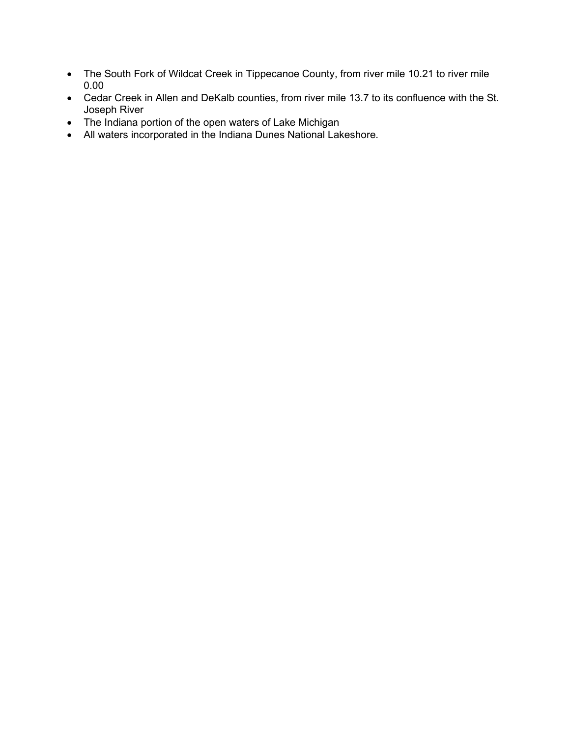- The South Fork of Wildcat Creek in Tippecanoe County, from river mile 10.21 to river mile 0.00
- Cedar Creek in Allen and DeKalb counties, from river mile 13.7 to its confluence with the St. Joseph River
- The Indiana portion of the open waters of Lake Michigan
- All waters incorporated in the Indiana Dunes National Lakeshore.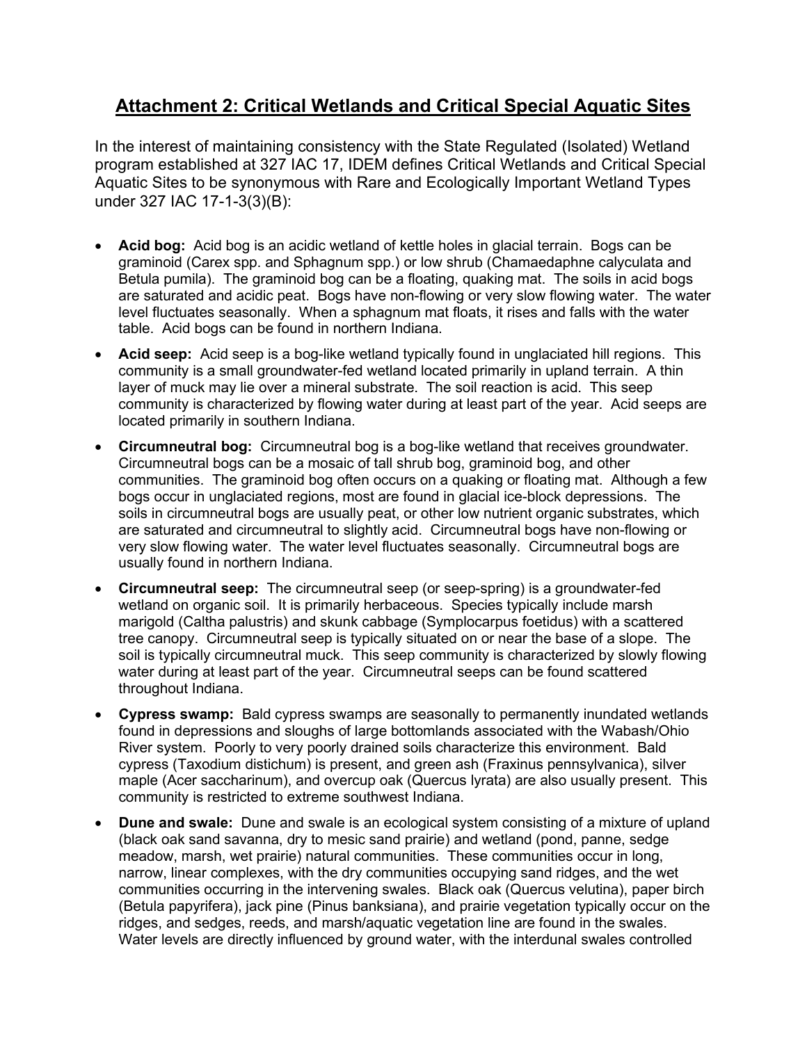## Attachment 2: Critical Wetlands and Critical Special Aquatic Sites

In the interest of maintaining consistency with the State Regulated (Isolated) Wetland program established at 327 IAC 17, IDEM defines Critical Wetlands and Critical Special Aquatic Sites to be synonymous with Rare and Ecologically Important Wetland Types under 327 IAC 17-1-3(3)(B):

- **Acid bog:** Acid bog is an acidic wetland of kettle holes in glacial terrain. Bogs can be graminoid (Carex spp. and Sphagnum spp.) or low shrub (Chamaedaphne calyculata and Betula pumila). The graminoid bog can be a floating, quaking mat. The soils in acid bogs are saturated and acidic peat. Bogs have non-flowing or very slow flowing water. The water level fluctuates seasonally. When a sphagnum mat floats, it rises and falls with the water table. Acid bogs can be found in northern Indiana.
- **Acid seep:** Acid seep is a bog-like wetland typically found in unglaciated hill regions. This community is a small groundwater-fed wetland located primarily in upland terrain. A thin layer of muck may lie over a mineral substrate. The soil reaction is acid. This seep community is characterized by flowing water during at least part of the year. Acid seeps are located primarily in southern Indiana.
- **Circumneutral bog:** Circumneutral bog is a bog-like wetland that receives groundwater. Circumneutral bogs can be a mosaic of tall shrub bog, graminoid bog, and other communities. The graminoid bog often occurs on a quaking or floating mat. Although a few bogs occur in unglaciated regions, most are found in glacial ice-block depressions. The soils in circumneutral bogs are usually peat, or other low nutrient organic substrates, which are saturated and circumneutral to slightly acid. Circumneutral bogs have non-flowing or very slow flowing water. The water level fluctuates seasonally. Circumneutral bogs are usually found in northern Indiana.
- **Circumneutral seep:** The circumneutral seep (or seep-spring) is a groundwater-fed wetland on organic soil. It is primarily herbaceous. Species typically include marsh marigold (Caltha palustris) and skunk cabbage (Symplocarpus foetidus) with a scattered tree canopy. Circumneutral seep is typically situated on or near the base of a slope. The soil is typically circumneutral muck. This seep community is characterized by slowly flowing water during at least part of the year. Circumneutral seeps can be found scattered throughout Indiana.
- **Cypress swamp:** Bald cypress swamps are seasonally to permanently inundated wetlands found in depressions and sloughs of large bottomlands associated with the Wabash/Ohio River system. Poorly to very poorly drained soils characterize this environment. Bald cypress (Taxodium distichum) is present, and green ash (Fraxinus pennsylvanica), silver maple (Acer saccharinum), and overcup oak (Quercus lyrata) are also usually present. This community is restricted to extreme southwest Indiana.
- **Dune and swale:** Dune and swale is an ecological system consisting of a mixture of upland (black oak sand savanna, dry to mesic sand prairie) and wetland (pond, panne, sedge meadow, marsh, wet prairie) natural communities. These communities occur in long, narrow, linear complexes, with the dry communities occupying sand ridges, and the wet communities occurring in the intervening swales. Black oak (Quercus velutina), paper birch (Betula papyrifera), jack pine (Pinus banksiana), and prairie vegetation typically occur on the ridges, and sedges, reeds, and marsh/aquatic vegetation line are found in the swales. Water levels are directly influenced by ground water, with the interdunal swales controlled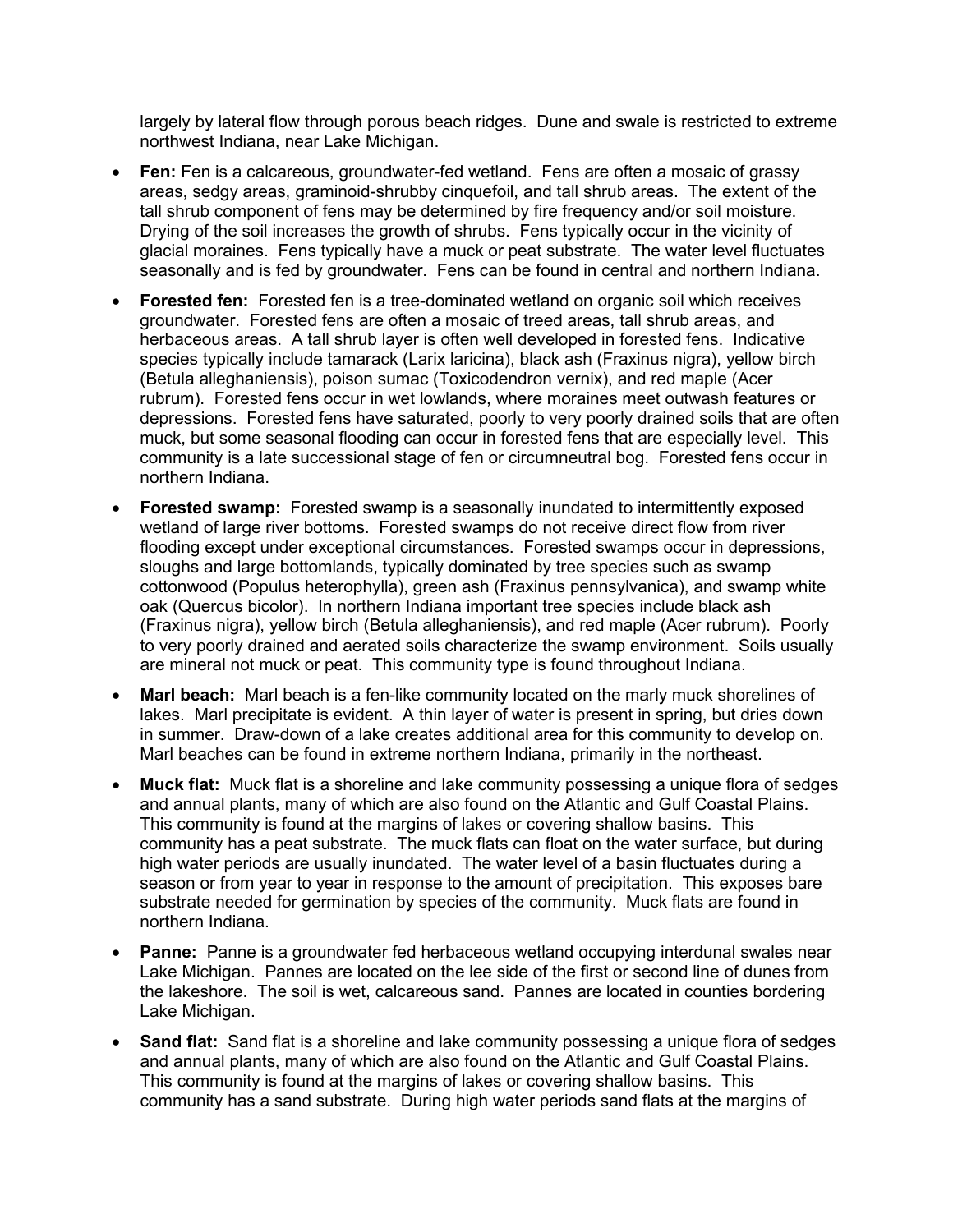largely by lateral flow through porous beach ridges. Dune and swale is restricted to extreme northwest Indiana, near Lake Michigan.

- **Fen:** Fen is a calcareous, groundwater-fed wetland. Fens are often a mosaic of grassy areas, sedgy areas, graminoid-shrubby cinquefoil, and tall shrub areas. The extent of the tall shrub component of fens may be determined by fire frequency and/or soil moisture. Drying of the soil increases the growth of shrubs. Fens typically occur in the vicinity of glacial moraines. Fens typically have a muck or peat substrate. The water level fluctuates seasonally and is fed by groundwater. Fens can be found in central and northern Indiana.

- **Forested fen:** Forested fen is a tree-dominated wetland on organic soil which receives groundwater. Forested fens are often a mosaic of treed areas, tall shrub areas, and herbaceous areas. A tall shrub layer is often well developed in forested fens. Indicative species typically include tamarack (Larix laricina), black ash (Fraxinus nigra), yellow birch (Betula alleghaniensis), poison sumac (Toxicodendron vernix), and red maple (Acer rubrum). Forested fens occur in wet lowlands, where moraines meet outwash features or depressions. Forested fens have saturated, poorly to very poorly drained soils that are often muck, but some seasonal flooding can occur in forested fens that are especially level. This community is a late successional stage of fen or circumneutral bog. Forested fens occur in northern Indiana.

- **Forested swamp:** Forested swamp is a seasonally inundated to intermittently exposed wetland of large river bottoms. Forested swamps do not receive direct flow from river flooding except under exceptional circumstances. Forested swamps occur in depressions, sloughs and large bottomlands, typically dominated by tree species such as swamp cottonwood (Populus heterophylla), green ash (Fraxinus pennsylvanica), and swamp white oak (Quercus bicolor). In northern Indiana important tree species include black ash (Fraxinus nigra), yellow birch (Betula alleghaniensis), and red maple (Acer rubrum). Poorly to very poorly drained and aerated soils characterize the swamp environment. Soils usually are mineral not muck or peat. This community type is found throughout Indiana.

- **Marl beach:** Marl beach is a fen-like community located on the marly muck shorelines of lakes. Marl precipitate is evident. A thin layer of water is present in spring, but dries down in summer. Draw-down of a lake creates additional area for this community to develop on. Marl beaches can be found in extreme northern Indiana, primarily in the northeast.

- **Muck flat:** Muck flat is a shoreline and lake community possessing a unique flora of sedges and annual plants, many of which are also found on the Atlantic and Gulf Coastal Plains. This community is found at the margins of lakes or covering shallow basins. This community has a peat substrate. The muck flats can float on the water surface, but during high water periods are usually inundated. The water level of a basin fluctuates during a season or from year to year in response to the amount of precipitation. This exposes bare substrate needed for germination by species of the community. Muck flats are found in northern Indiana.

- **Panne:** Panne is a groundwater fed herbaceous wetland occupying interdunal swales near Lake Michigan. Pannes are located on the lee side of the first or second line of dunes from the lakeshore. The soil is wet, calcareous sand. Pannes are located in counties bordering Lake Michigan.

- **Sand flat:** Sand flat is a shoreline and lake community possessing a unique flora of sedges and annual plants, many of which are also found on the Atlantic and Gulf Coastal Plains. This community is found at the margins of lakes or covering shallow basins. This community has a sand substrate. During high water periods sand flats at the margins of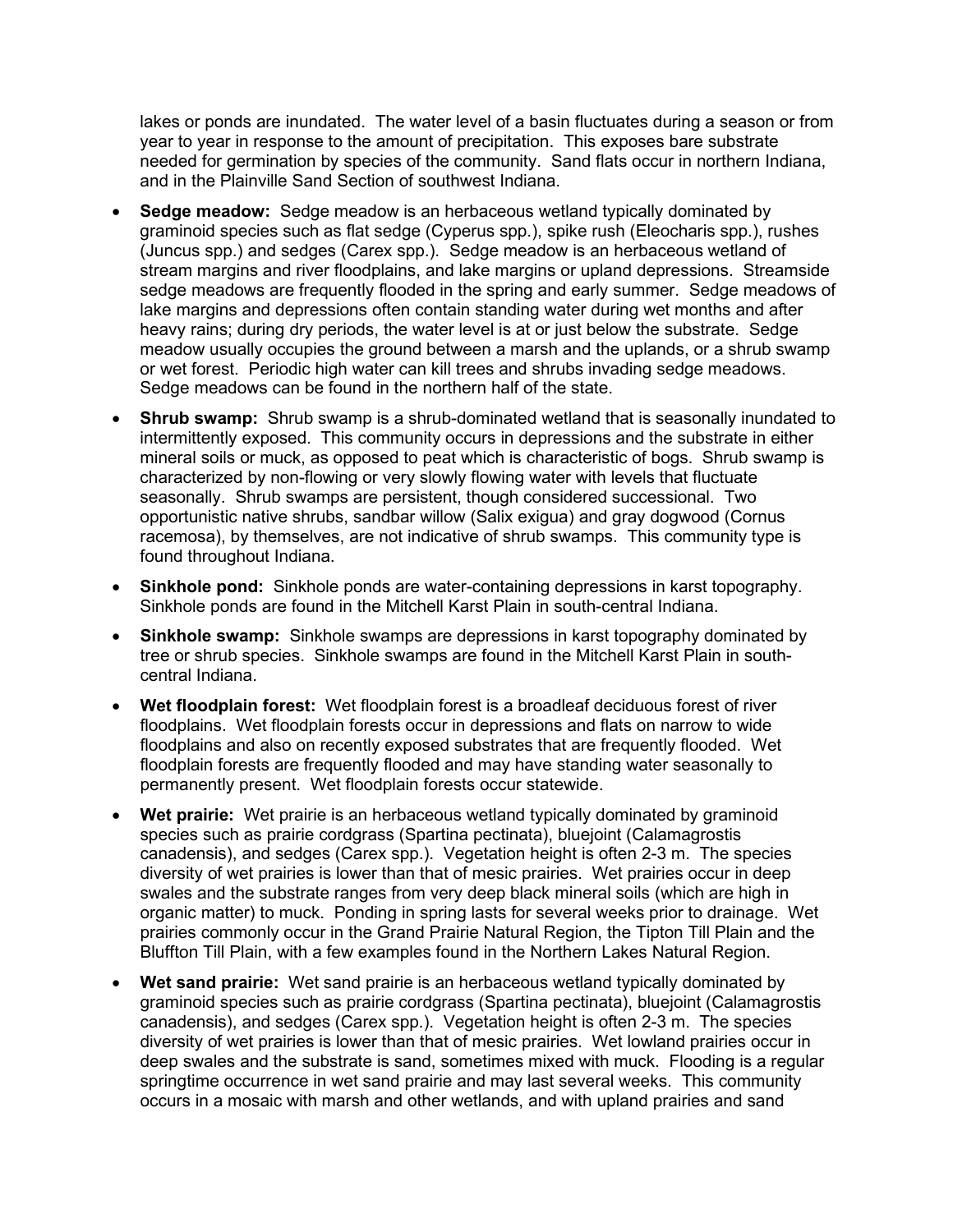lakes or ponds are inundated. The water level of a basin fluctuates during a season or from year to year in response to the amount of precipitation. This exposes bare substrate needed for germination by species of the community. Sand flats occur in northern Indiana, and in the Plainville Sand Section of southwest Indiana.

- **Sedge meadow:** Sedge meadow is an herbaceous wetland typically dominated by graminoid species such as flat sedge (Cyperus spp.), spike rush (Eleocharis spp.), rushes (Juncus spp.) and sedges (Carex spp.). Sedge meadow is an herbaceous wetland of stream margins and river floodplains, and lake margins or upland depressions. Streamside sedge meadows are frequently flooded in the spring and early summer. Sedge meadows of lake margins and depressions often contain standing water during wet months and after heavy rains; during dry periods, the water level is at or just below the substrate. Sedge meadow usually occupies the ground between a marsh and the uplands, or a shrub swamp or wet forest. Periodic high water can kill trees and shrubs invading sedge meadows. Sedge meadows can be found in the northern half of the state.

- **Shrub swamp:** Shrub swamp is a shrub-dominated wetland that is seasonally inundated to intermittently exposed. This community occurs in depressions and the substrate in either mineral soils or muck, as opposed to peat which is characteristic of bogs. Shrub swamp is characterized by non-flowing or very slowly flowing water with levels that fluctuate seasonally. Shrub swamps are persistent, though considered successional. Two opportunistic native shrubs, sandbar willow (Salix exigua) and gray dogwood (Cornus racemosa), by themselves, are not indicative of shrub swamps. This community type is found throughout Indiana.

- **Sinkhole pond:** Sinkhole ponds are water-containing depressions in karst topography. Sinkhole ponds are found in the Mitchell Karst Plain in south-central Indiana.

- **Sinkhole swamp:** Sinkhole swamps are depressions in karst topography dominated by tree or shrub species. Sinkhole swamps are found in the Mitchell Karst Plain in south-central Indiana.

- **Wet floodplain forest:** Wet floodplain forest is a broadleaf deciduous forest of river floodplains. Wet floodplain forests occur in depressions and flats on narrow to wide floodplains and also on recently exposed substrates that are frequently flooded. Wet floodplain forests are frequently flooded and may have standing water seasonally to permanently present. Wet floodplain forests occur statewide.

- **Wet prairie:** Wet prairie is an herbaceous wetland typically dominated by graminoid species such as prairie cordgrass (Spartina pectinata), bluejoint (Calamagrostis canadensis), and sedges (Carex spp.). Vegetation height is often 2-3 m. The species diversity of wet prairies is lower than that of mesic prairies. Wet prairies occur in deep swales and the substrate ranges from very deep black mineral soils (which are high in organic matter) to muck. Ponding in spring lasts for several weeks prior to drainage. Wet prairies commonly occur in the Grand Prairie Natural Region, the Tipton Till Plain and the Bluffton Till Plain, with a few examples found in the Northern Lakes Natural Region.

- **Wet sand prairie:** Wet sand prairie is an herbaceous wetland typically dominated by graminoid species such as prairie cordgrass (Spartina pectinata), bluejoint (Calamagrostis canadensis), and sedges (Carex spp.). Vegetation height is often 2-3 m. The species diversity of wet prairies is lower than that of mesic prairies. Wet lowland prairies occur in deep swales and the substrate is sand, sometimes mixed with muck. Flooding is a regular springtime occurrence in wet sand prairie and may last several weeks. This community occurs in a mosaic with marsh and other wetlands, and with upland prairies and sand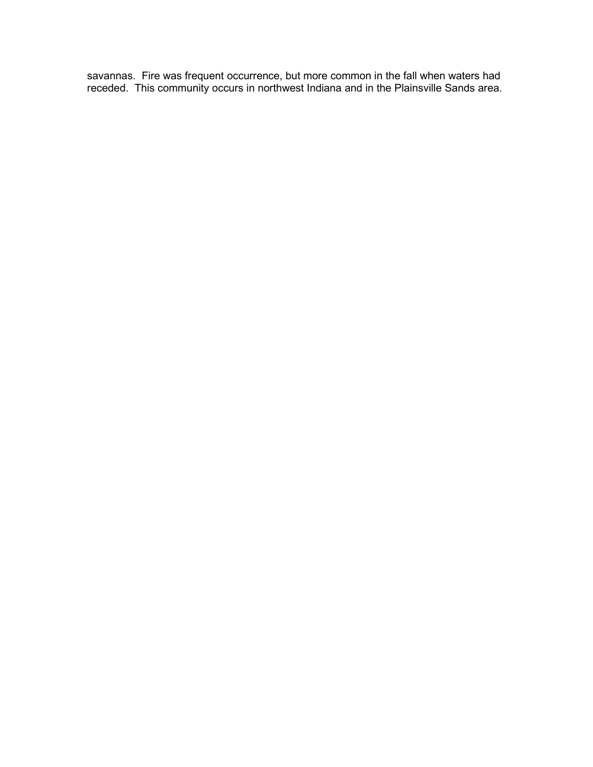savannas. Fire was frequent occurrence, but more common in the fall when waters had receded. This community occurs in northwest Indiana and in the Plainsville Sands area.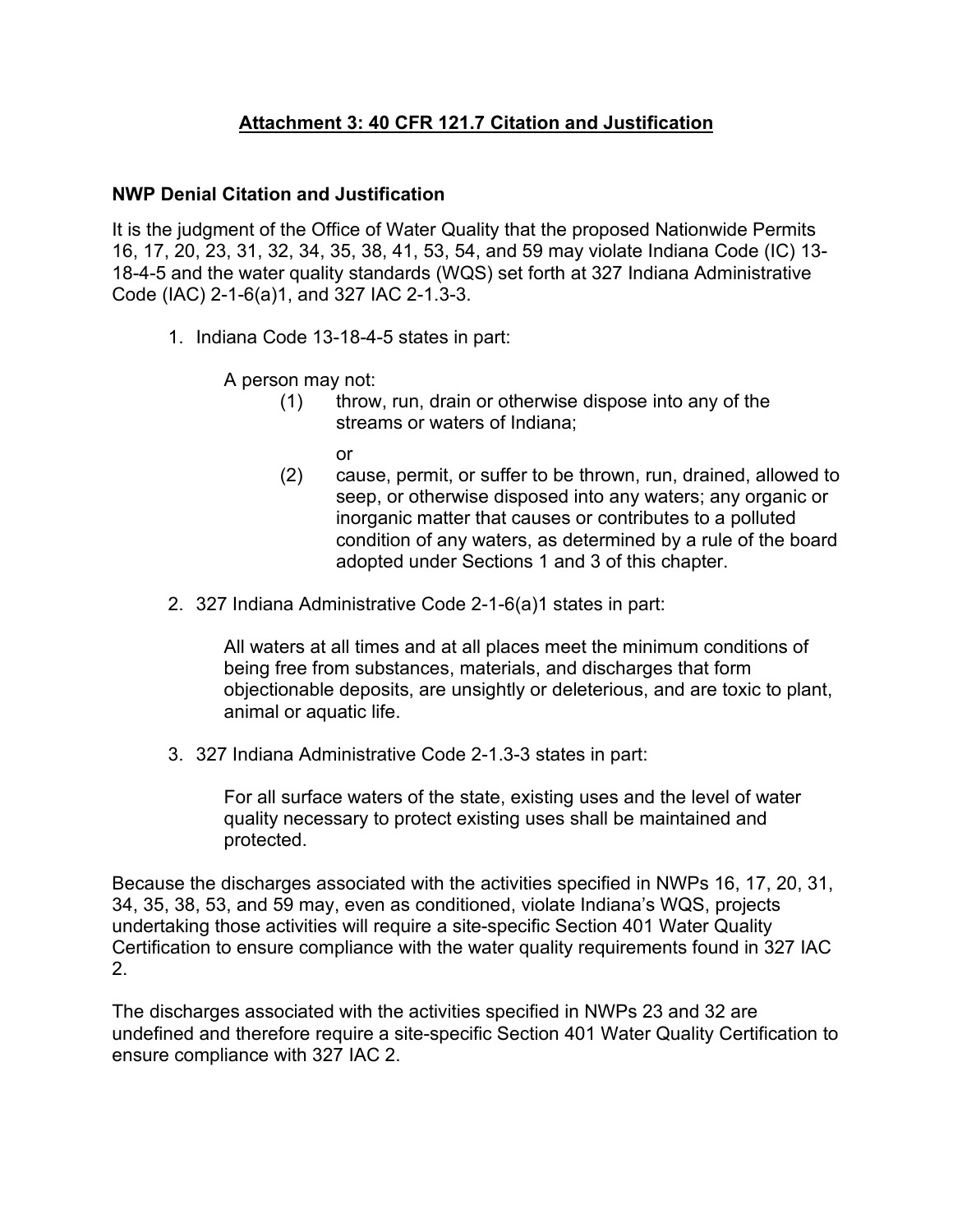# Attachment 3: 40 CFR 121.7 Citation and Justification

## NWP Denial Citation and Justification

It is the judgment of the Office of Water Quality that the proposed Nationwide Permits 16, 17, 20, 23, 31, 32, 34, 35, 38, 41, 53, 54, and 59 may violate Indiana Code (IC) 13-18-4-5 and the water quality standards (WQS) set forth at 327 Indiana Administrative Code (IAC) 2-1-6(a)1, and 327 IAC 2-1.3-3.

1. Indiana Code 13-18-4-5 states in part:

   A person may not:

   (1) throw, run, drain or otherwise dispose into any of the streams or waters of Indiana;

   or

   (2) cause, permit, or suffer to be thrown, run, drained, allowed to seep, or otherwise disposed into any waters; any organic or inorganic matter that causes or contributes to a polluted condition of any waters, as determined by a rule of the board adopted under Sections 1 and 3 of this chapter.

2. 327 Indiana Administrative Code 2-1-6(a)1 states in part:

   All waters at all times and at all places meet the minimum conditions of being free from substances, materials, and discharges that form objectionable deposits, are unsightly or deleterious, and are toxic to plant, animal or aquatic life.

3. 327 Indiana Administrative Code 2-1.3-3 states in part:

   For all surface waters of the state, existing uses and the level of water quality necessary to protect existing uses shall be maintained and protected.

Because the discharges associated with the activities specified in NWPs 16, 17, 20, 31, 34, 35, 38, 53, and 59 may, even as conditioned, violate Indiana's WQS, projects undertaking those activities will require a site-specific Section 401 Water Quality Certification to ensure compliance with the water quality requirements found in 327 IAC 2.

The discharges associated with the activities specified in NWPs 23 and 32 are undefined and therefore require a site-specific Section 401 Water Quality Certification to ensure compliance with 327 IAC 2.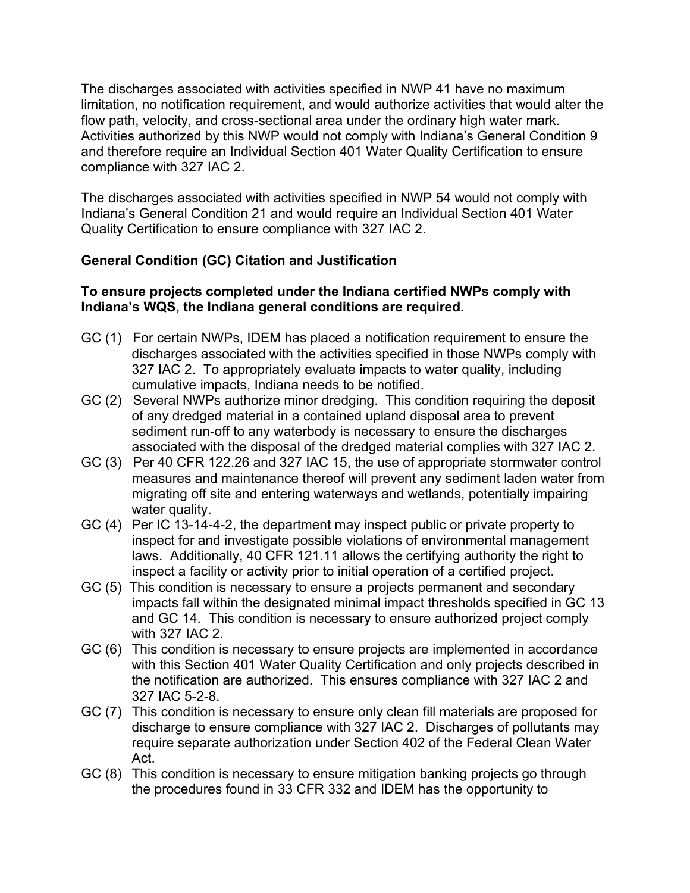The discharges associated with activities specified in NWP 41 have no maximum limitation, no notification requirement, and would authorize activities that would alter the flow path, velocity, and cross-sectional area under the ordinary high water mark. Activities authorized by this NWP would not comply with Indiana's General Condition 9 and therefore require an Individual Section 401 Water Quality Certification to ensure compliance with 327 IAC 2.

The discharges associated with activities specified in NWP 54 would not comply with Indiana's General Condition 21 and would require an Individual Section 401 Water Quality Certification to ensure compliance with 327 IAC 2.

**General Condition (GC) Citation and Justification**

**To ensure projects completed under the Indiana certified NWPs comply with Indiana's WQS, the Indiana general conditions are required.**

- GC (1) For certain NWPs, IDEM has placed a notification requirement to ensure the discharges associated with the activities specified in those NWPs comply with 327 IAC 2. To appropriately evaluate impacts to water quality, including cumulative impacts, Indiana needs to be notified.
- GC (2) Several NWPs authorize minor dredging. This condition requiring the deposit of any dredged material in a contained upland disposal area to prevent sediment run-off to any waterbody is necessary to ensure the discharges associated with the disposal of the dredged material complies with 327 IAC 2.
- GC (3) Per 40 CFR 122.26 and 327 IAC 15, the use of appropriate stormwater control measures and maintenance thereof will prevent any sediment laden water from migrating off site and entering waterways and wetlands, potentially impairing water quality.
- GC (4) Per IC 13-14-4-2, the department may inspect public or private property to inspect for and investigate possible violations of environmental management laws. Additionally, 40 CFR 121.11 allows the certifying authority the right to inspect a facility or activity prior to initial operation of a certified project.
- GC (5) This condition is necessary to ensure a projects permanent and secondary impacts fall within the designated minimal impact thresholds specified in GC 13 and GC 14. This condition is necessary to ensure authorized project comply with 327 IAC 2.
- GC (6) This condition is necessary to ensure projects are implemented in accordance with this Section 401 Water Quality Certification and only projects described in the notification are authorized. This ensures compliance with 327 IAC 2 and 327 IAC 5-2-8.
- GC (7) This condition is necessary to ensure only clean fill materials are proposed for discharge to ensure compliance with 327 IAC 2. Discharges of pollutants may require separate authorization under Section 402 of the Federal Clean Water Act.
- GC (8) This condition is necessary to ensure mitigation banking projects go through the procedures found in 33 CFR 332 and IDEM has the opportunity to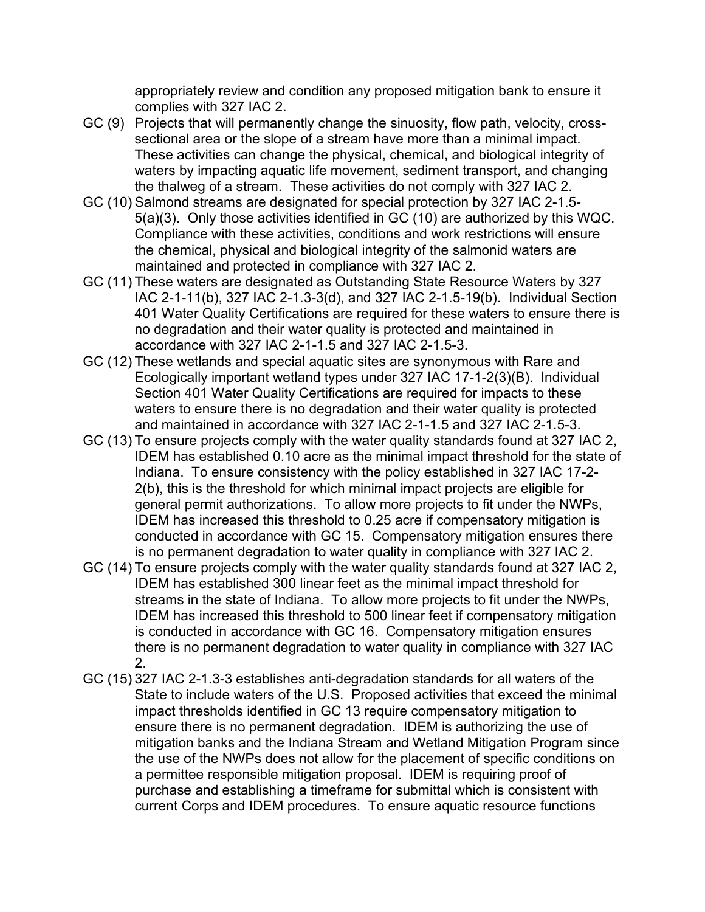appropriately review and condition any proposed mitigation bank to ensure it complies with 327 IAC 2.

- GC (9) Projects that will permanently change the sinuosity, flow path, velocity, cross-sectional area or the slope of a stream have more than a minimal impact. These activities can change the physical, chemical, and biological integrity of waters by impacting aquatic life movement, sediment transport, and changing the thalweg of a stream. These activities do not comply with 327 IAC 2.
- GC (10) Salmond streams are designated for special protection by 327 IAC 2-1.5-5(a)(3). Only those activities identified in GC (10) are authorized by this WQC. Compliance with these activities, conditions and work restrictions will ensure the chemical, physical and biological integrity of the salmonid waters are maintained and protected in compliance with 327 IAC 2.
- GC (11) These waters are designated as Outstanding State Resource Waters by 327 IAC 2-1-11(b), 327 IAC 2-1.3-3(d), and 327 IAC 2-1.5-19(b). Individual Section 401 Water Quality Certifications are required for these waters to ensure there is no degradation and their water quality is protected and maintained in accordance with 327 IAC 2-1-1.5 and 327 IAC 2-1.5-3.
- GC (12) These wetlands and special aquatic sites are synonymous with Rare and Ecologically important wetland types under 327 IAC 17-1-2(3)(B). Individual Section 401 Water Quality Certifications are required for impacts to these waters to ensure there is no degradation and their water quality is protected and maintained in accordance with 327 IAC 2-1-1.5 and 327 IAC 2-1.5-3.
- GC (13) To ensure projects comply with the water quality standards found at 327 IAC 2, IDEM has established 0.10 acre as the minimal impact threshold for the state of Indiana. To ensure consistency with the policy established in 327 IAC 17-2-2(b), this is the threshold for which minimal impact projects are eligible for general permit authorizations. To allow more projects to fit under the NWPs, IDEM has increased this threshold to 0.25 acre if compensatory mitigation is conducted in accordance with GC 15. Compensatory mitigation ensures there is no permanent degradation to water quality in compliance with 327 IAC 2.
- GC (14) To ensure projects comply with the water quality standards found at 327 IAC 2, IDEM has established 300 linear feet as the minimal impact threshold for streams in the state of Indiana. To allow more projects to fit under the NWPs, IDEM has increased this threshold to 500 linear feet if compensatory mitigation is conducted in accordance with GC 16. Compensatory mitigation ensures there is no permanent degradation to water quality in compliance with 327 IAC 2.
- GC (15) 327 IAC 2-1.3-3 establishes anti-degradation standards for all waters of the State to include waters of the U.S. Proposed activities that exceed the minimal impact thresholds identified in GC 13 require compensatory mitigation to ensure there is no permanent degradation. IDEM is authorizing the use of mitigation banks and the Indiana Stream and Wetland Mitigation Program since the use of the NWPs does not allow for the placement of specific conditions on a permittee responsible mitigation proposal. IDEM is requiring proof of purchase and establishing a timeframe for submittal which is consistent with current Corps and IDEM procedures. To ensure aquatic resource functions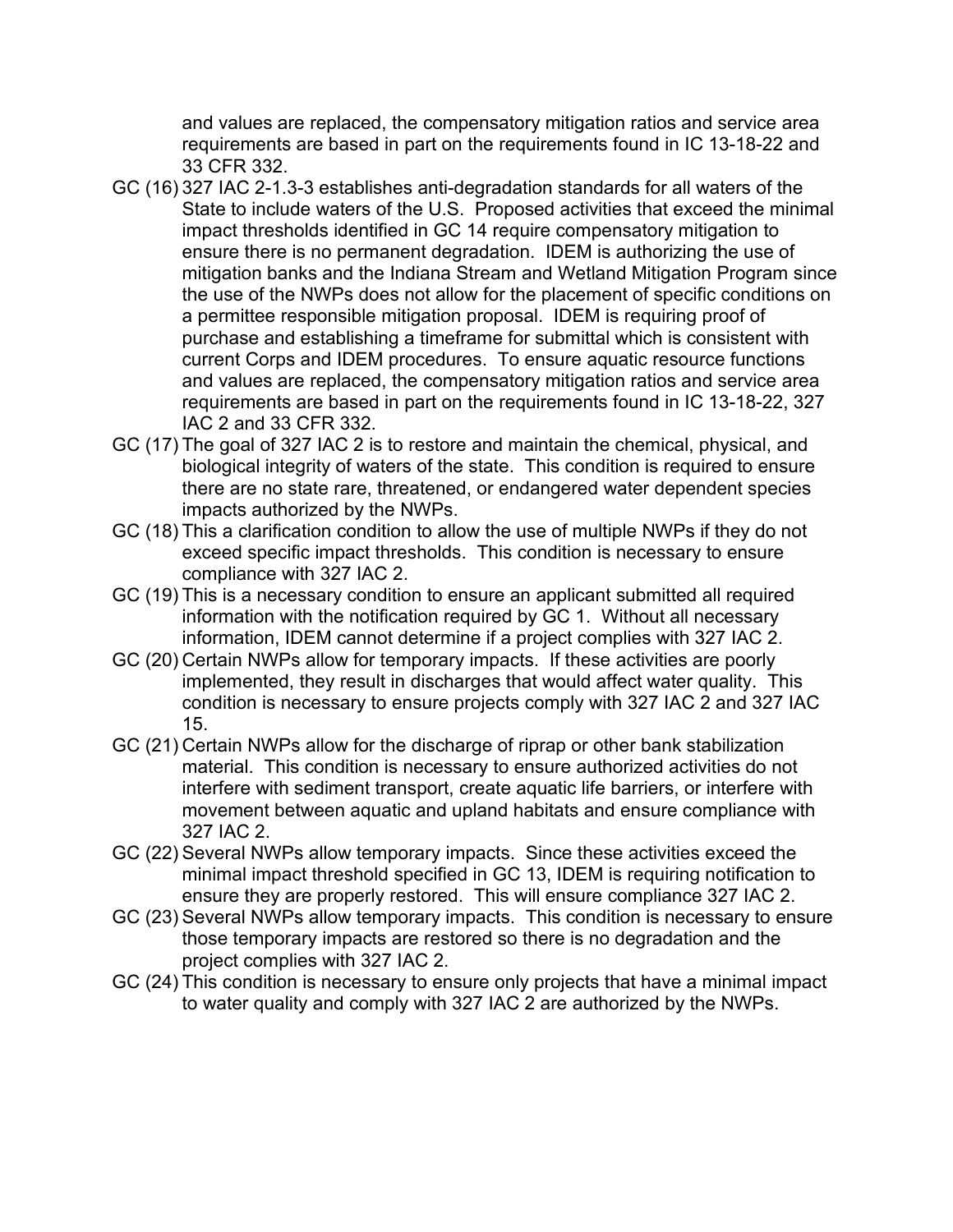and values are replaced, the compensatory mitigation ratios and service area requirements are based in part on the requirements found in IC 13-18-22 and 33 CFR 332.

GC (16) 327 IAC 2-1.3-3 establishes anti-degradation standards for all waters of the State to include waters of the U.S. Proposed activities that exceed the minimal impact thresholds identified in GC 14 require compensatory mitigation to ensure there is no permanent degradation. IDEM is authorizing the use of mitigation banks and the Indiana Stream and Wetland Mitigation Program since the use of the NWPs does not allow for the placement of specific conditions on a permittee responsible mitigation proposal. IDEM is requiring proof of purchase and establishing a timeframe for submittal which is consistent with current Corps and IDEM procedures. To ensure aquatic resource functions and values are replaced, the compensatory mitigation ratios and service area requirements are based in part on the requirements found in IC 13-18-22, 327 IAC 2 and 33 CFR 332.

GC (17) The goal of 327 IAC 2 is to restore and maintain the chemical, physical, and biological integrity of waters of the state. This condition is required to ensure there are no state rare, threatened, or endangered water dependent species impacts authorized by the NWPs.

GC (18) This a clarification condition to allow the use of multiple NWPs if they do not exceed specific impact thresholds. This condition is necessary to ensure compliance with 327 IAC 2.

GC (19) This is a necessary condition to ensure an applicant submitted all required information with the notification required by GC 1. Without all necessary information, IDEM cannot determine if a project complies with 327 IAC 2.

GC (20) Certain NWPs allow for temporary impacts. If these activities are poorly implemented, they result in discharges that would affect water quality. This condition is necessary to ensure projects comply with 327 IAC 2 and 327 IAC 15.

GC (21) Certain NWPs allow for the discharge of riprap or other bank stabilization material. This condition is necessary to ensure authorized activities do not interfere with sediment transport, create aquatic life barriers, or interfere with movement between aquatic and upland habitats and ensure compliance with 327 IAC 2.

GC (22) Several NWPs allow temporary impacts. Since these activities exceed the minimal impact threshold specified in GC 13, IDEM is requiring notification to ensure they are properly restored. This will ensure compliance 327 IAC 2.

GC (23) Several NWPs allow temporary impacts. This condition is necessary to ensure those temporary impacts are restored so there is no degradation and the project complies with 327 IAC 2.

GC (24) This condition is necessary to ensure only projects that have a minimal impact to water quality and comply with 327 IAC 2 are authorized by the NWPs.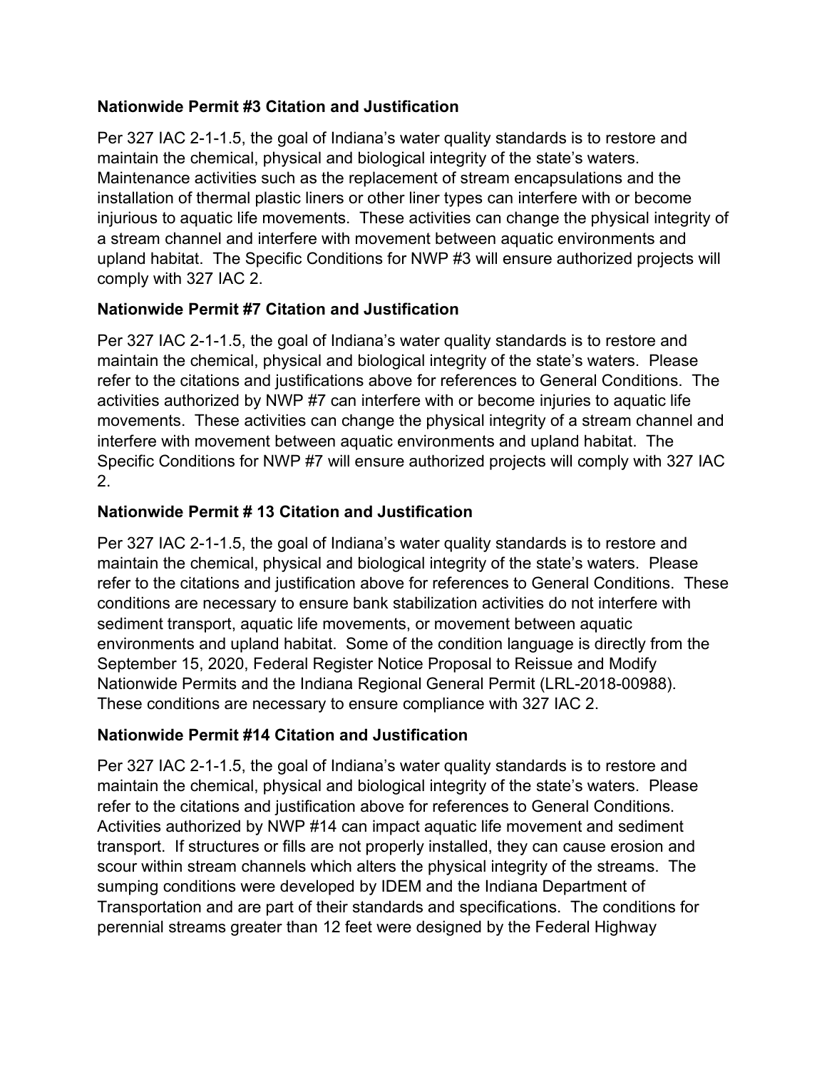**Nationwide Permit #3 Citation and Justification**

Per 327 IAC 2-1-1.5, the goal of Indiana's water quality standards is to restore and maintain the chemical, physical and biological integrity of the state's waters. Maintenance activities such as the replacement of stream encapsulations and the installation of thermal plastic liners or other liner types can interfere with or become injurious to aquatic life movements. These activities can change the physical integrity of a stream channel and interfere with movement between aquatic environments and upland habitat. The Specific Conditions for NWP #3 will ensure authorized projects will comply with 327 IAC 2.

**Nationwide Permit #7 Citation and Justification**

Per 327 IAC 2-1-1.5, the goal of Indiana's water quality standards is to restore and maintain the chemical, physical and biological integrity of the state's waters. Please refer to the citations and justifications above for references to General Conditions. The activities authorized by NWP #7 can interfere with or become injuries to aquatic life movements. These activities can change the physical integrity of a stream channel and interfere with movement between aquatic environments and upland habitat. The Specific Conditions for NWP #7 will ensure authorized projects will comply with 327 IAC 2.

**Nationwide Permit # 13 Citation and Justification**

Per 327 IAC 2-1-1.5, the goal of Indiana's water quality standards is to restore and maintain the chemical, physical and biological integrity of the state's waters. Please refer to the citations and justification above for references to General Conditions. These conditions are necessary to ensure bank stabilization activities do not interfere with sediment transport, aquatic life movements, or movement between aquatic environments and upland habitat. Some of the condition language is directly from the September 15, 2020, Federal Register Notice Proposal to Reissue and Modify Nationwide Permits and the Indiana Regional General Permit (LRL-2018-00988). These conditions are necessary to ensure compliance with 327 IAC 2.

**Nationwide Permit #14 Citation and Justification**

Per 327 IAC 2-1-1.5, the goal of Indiana's water quality standards is to restore and maintain the chemical, physical and biological integrity of the state's waters. Please refer to the citations and justification above for references to General Conditions. Activities authorized by NWP #14 can impact aquatic life movement and sediment transport. If structures or fills are not properly installed, they can cause erosion and scour within stream channels which alters the physical integrity of the streams. The sumping conditions were developed by IDEM and the Indiana Department of Transportation and are part of their standards and specifications. The conditions for perennial streams greater than 12 feet were designed by the Federal Highway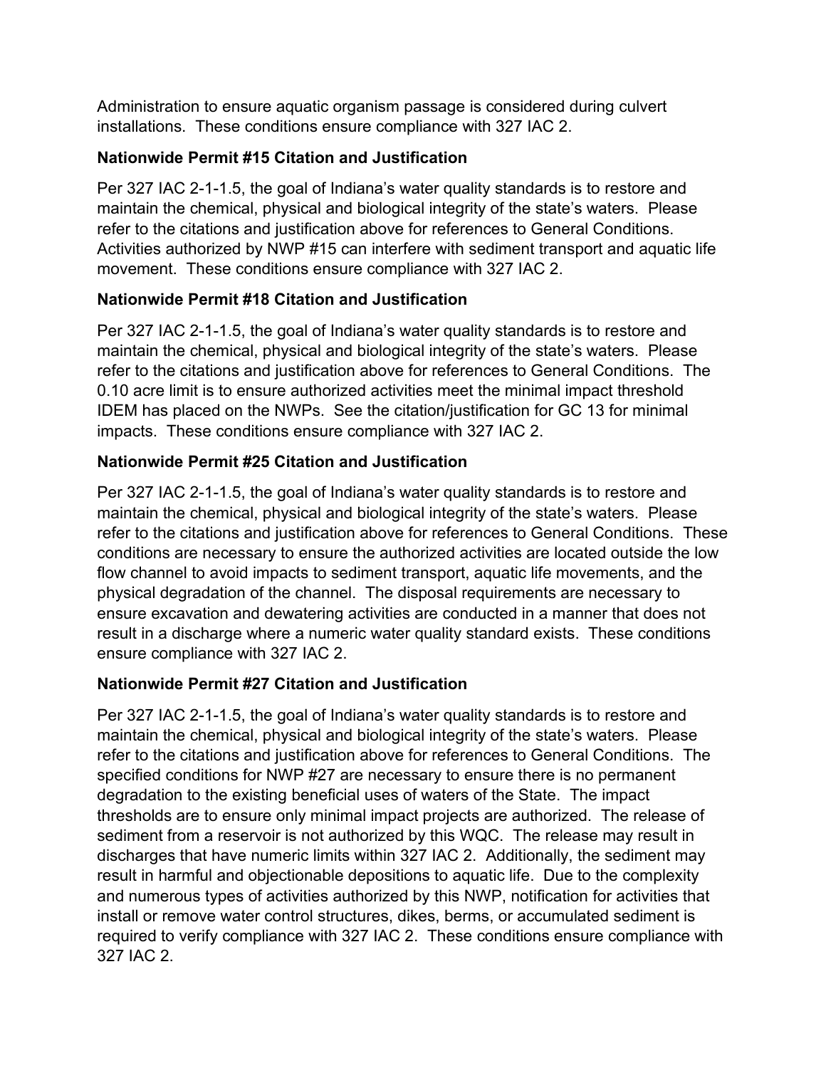Administration to ensure aquatic organism passage is considered during culvert installations. These conditions ensure compliance with 327 IAC 2.

**Nationwide Permit #15 Citation and Justification**

Per 327 IAC 2-1-1.5, the goal of Indiana's water quality standards is to restore and maintain the chemical, physical and biological integrity of the state's waters. Please refer to the citations and justification above for references to General Conditions. Activities authorized by NWP #15 can interfere with sediment transport and aquatic life movement. These conditions ensure compliance with 327 IAC 2.

**Nationwide Permit #18 Citation and Justification**

Per 327 IAC 2-1-1.5, the goal of Indiana's water quality standards is to restore and maintain the chemical, physical and biological integrity of the state's waters. Please refer to the citations and justification above for references to General Conditions. The 0.10 acre limit is to ensure authorized activities meet the minimal impact threshold IDEM has placed on the NWPs. See the citation/justification for GC 13 for minimal impacts. These conditions ensure compliance with 327 IAC 2.

**Nationwide Permit #25 Citation and Justification**

Per 327 IAC 2-1-1.5, the goal of Indiana's water quality standards is to restore and maintain the chemical, physical and biological integrity of the state's waters. Please refer to the citations and justification above for references to General Conditions. These conditions are necessary to ensure the authorized activities are located outside the low flow channel to avoid impacts to sediment transport, aquatic life movements, and the physical degradation of the channel. The disposal requirements are necessary to ensure excavation and dewatering activities are conducted in a manner that does not result in a discharge where a numeric water quality standard exists. These conditions ensure compliance with 327 IAC 2.

**Nationwide Permit #27 Citation and Justification**

Per 327 IAC 2-1-1.5, the goal of Indiana's water quality standards is to restore and maintain the chemical, physical and biological integrity of the state's waters. Please refer to the citations and justification above for references to General Conditions. The specified conditions for NWP #27 are necessary to ensure there is no permanent degradation to the existing beneficial uses of waters of the State. The impact thresholds are to ensure only minimal impact projects are authorized. The release of sediment from a reservoir is not authorized by this WQC. The release may result in discharges that have numeric limits within 327 IAC 2. Additionally, the sediment may result in harmful and objectionable depositions to aquatic life. Due to the complexity and numerous types of activities authorized by this NWP, notification for activities that install or remove water control structures, dikes, berms, or accumulated sediment is required to verify compliance with 327 IAC 2. These conditions ensure compliance with 327 IAC 2.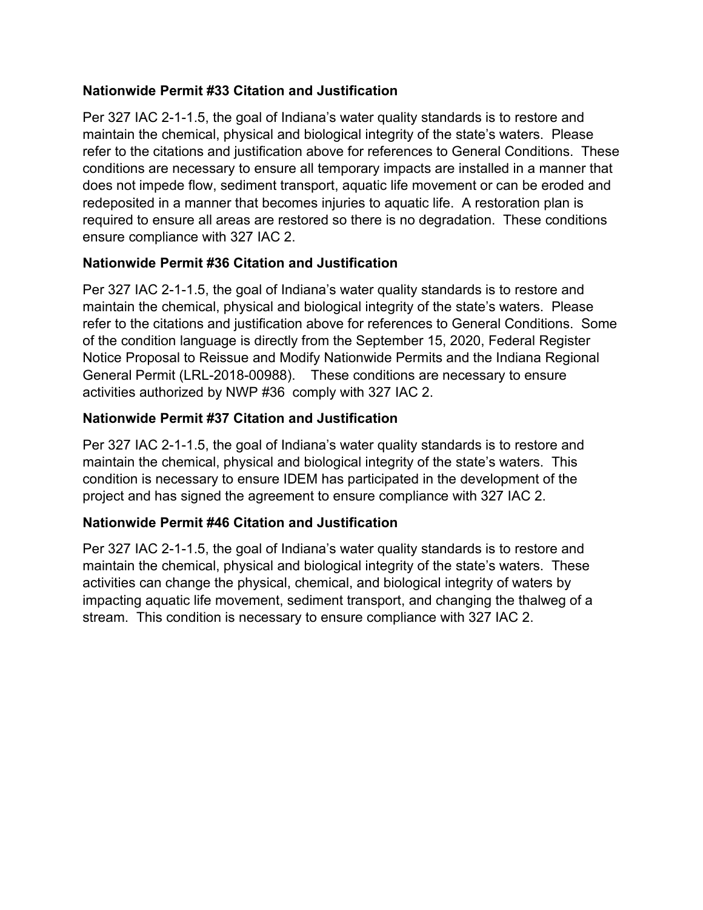**Nationwide Permit #33 Citation and Justification**

Per 327 IAC 2-1-1.5, the goal of Indiana's water quality standards is to restore and maintain the chemical, physical and biological integrity of the state's waters. Please refer to the citations and justification above for references to General Conditions. These conditions are necessary to ensure all temporary impacts are installed in a manner that does not impede flow, sediment transport, aquatic life movement or can be eroded and redeposited in a manner that becomes injuries to aquatic life. A restoration plan is required to ensure all areas are restored so there is no degradation. These conditions ensure compliance with 327 IAC 2.

**Nationwide Permit #36 Citation and Justification**

Per 327 IAC 2-1-1.5, the goal of Indiana's water quality standards is to restore and maintain the chemical, physical and biological integrity of the state's waters. Please refer to the citations and justification above for references to General Conditions. Some of the condition language is directly from the September 15, 2020, Federal Register Notice Proposal to Reissue and Modify Nationwide Permits and the Indiana Regional General Permit (LRL-2018-00988). These conditions are necessary to ensure activities authorized by NWP #36 comply with 327 IAC 2.

**Nationwide Permit #37 Citation and Justification**

Per 327 IAC 2-1-1.5, the goal of Indiana's water quality standards is to restore and maintain the chemical, physical and biological integrity of the state's waters. This condition is necessary to ensure IDEM has participated in the development of the project and has signed the agreement to ensure compliance with 327 IAC 2.

**Nationwide Permit #46 Citation and Justification**

Per 327 IAC 2-1-1.5, the goal of Indiana's water quality standards is to restore and maintain the chemical, physical and biological integrity of the state's waters. These activities can change the physical, chemical, and biological integrity of waters by impacting aquatic life movement, sediment transport, and changing the thalweg of a stream. This condition is necessary to ensure compliance with 327 IAC 2.